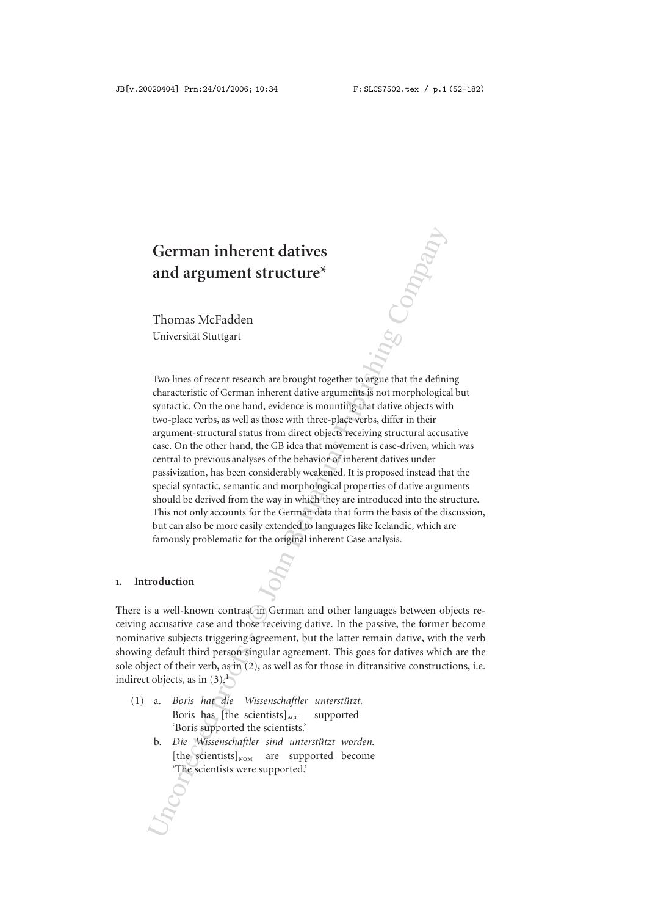# German inherent datives and argument structure*

Thomas McFadden
Universität Stuttgart

Two lines of recent research are brought together to argue that the defining characteristic of German inherent dative arguments is not morphological but syntactic. On the one hand, evidence is mounting that dative objects with two-place verbs, as well as those with three-place verbs, differ in their argument-structural status from direct objects receiving structural accusative case. On the other hand, the GB idea that movement is case-driven, which was central to previous analyses of the behavior of inherent datives under passivization, has been considerably weakened. It is proposed instead that the special syntactic, semantic and morphological properties of dative arguments should be derived from the way in which they are introduced into the structure. This not only accounts for the German data that form the basis of the discussion, but can also be more easily extended to languages like Icelandic, which are famously problematic for the original inherent Case analysis.

## 1. Introduction

There is a well-known contrast in German and other languages between objects receiving accusative case and those receiving dative. In the passive, the former become nominative subjects triggering agreement, but the latter remain dative, with the verb showing default third person singular agreement. This goes for datives which are the sole object of their verb, as in (2), as well as for those in ditransitive constructions, i.e. indirect objects, as in (3).[1]

(1) a. *Boris hat die Wissenschaftler unterstützt.*
Boris has [the scientists]$_{ACC}$ supported
'Boris supported the scientists.'

b. *Die Wissenschaftler sind unterstützt worden.*
[the scientists]$_{NOM}$ are supported become
'The scientists were supported.'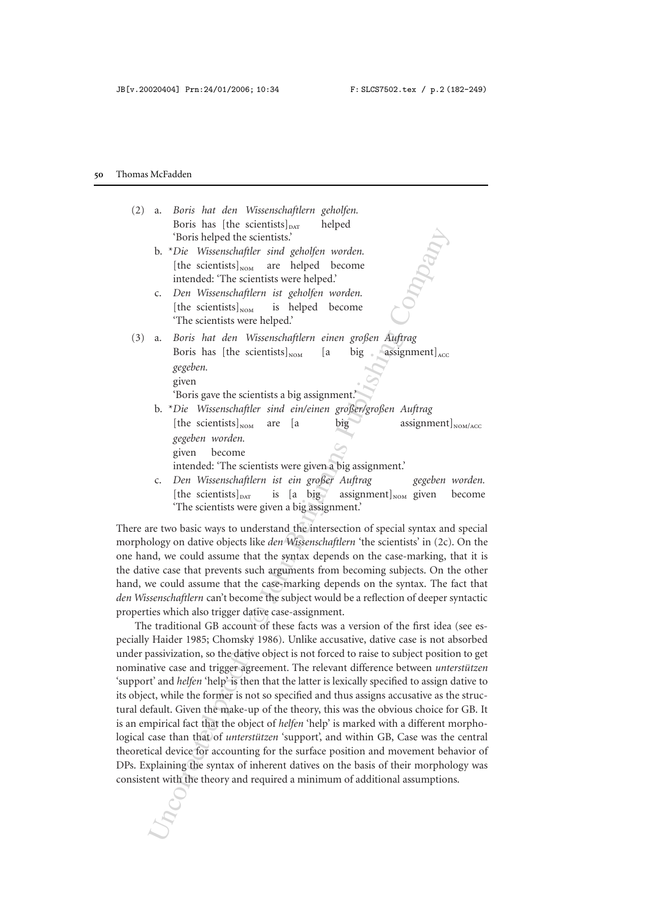(2) a. *Boris hat den Wissenschaftlern geholfen.*
   Boris has [the scientists]$_{\text{DAT}}$ helped
   'Boris helped the scientists.'

   b. \**Die Wissenschaftler sind geholfen worden.*
   [the scientists]$_{\text{NOM}}$ are helped become
   intended: 'The scientists were helped.'

   c. *Den Wissenschaftlern ist geholfen worden.*
   [the scientists]$_{\text{NOM}}$ is helped become
   'The scientists were helped.'

(3) a. *Boris hat den Wissenschaftlern einen großen Auftrag gegeben.*
   Boris has [the scientists]$_{\text{NOM}}$ [a big assignment]$_{\text{ACC}}$ given
   'Boris gave the scientists a big assignment.'

   b. \**Die Wissenschaftler sind ein/einen großer/großen Auftrag gegeben worden.*
   [the scientists]$_{\text{NOM}}$ are [a big assignment]$_{\text{NOM/ACC}}$ given become
   intended: 'The scientists were given a big assignment.'

   c. *Den Wissenschaftlern ist ein großer Auftrag gegeben worden.*
   [the scientists]$_{\text{DAT}}$ is [a big assignment]$_{\text{NOM}}$ given become
   'The scientists were given a big assignment.'

There are two basic ways to understand the intersection of special syntax and special morphology on dative objects like *den Wissenschaftlern* 'the scientists' in (2c). On the one hand, we could assume that the syntax depends on the case-marking, that it is the dative case that prevents such arguments from becoming subjects. On the other hand, we could assume that the case-marking depends on the syntax. The fact that *den Wissenschaftlern* can't become the subject would be a reflection of deeper syntactic properties which also trigger dative case-assignment.

The traditional GB account of these facts was a version of the first idea (see especially Haider 1985; Chomsky 1986). Unlike accusative, dative case is not absorbed under passivization, so the dative object is not forced to raise to subject position to get nominative case and trigger agreement. The relevant difference between *unterstützen* 'support' and *helfen* 'help' is then that the latter is lexically specified to assign dative to its object, while the former is not so specified and thus assigns accusative as the structural default. Given the make-up of the theory, this was the obvious choice for GB. It is an empirical fact that the object of *helfen* 'help' is marked with a different morphological case than that of *unterstützen* 'support', and within GB, Case was the central theoretical device for accounting for the surface position and movement behavior of DPs. Explaining the syntax of inherent datives on the basis of their morphology was consistent with the theory and required a minimum of additional assumptions.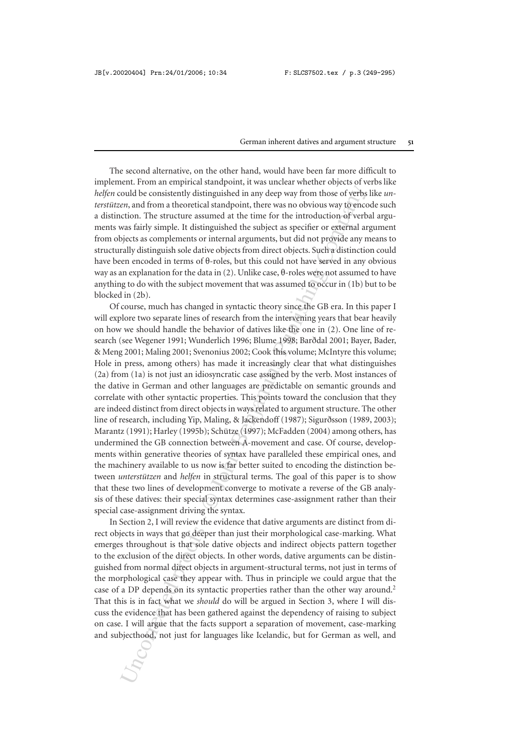The second alternative, on the other hand, would have been far more difficult to implement. From an empirical standpoint, it was unclear whether objects of verbs like *helfen* could be consistently distinguished in any deep way from those of verbs like *unterstützen*, and from a theoretical standpoint, there was no obvious way to encode such a distinction. The structure assumed at the time for the introduction of verbal arguments was fairly simple. It distinguished the subject as specifier or external argument from objects as complements or internal arguments, but did not provide any means to structurally distinguish sole dative objects from direct objects. Such a distinction could have been encoded in terms of θ-roles, but this could not have served in any obvious way as an explanation for the data in (2). Unlike case, θ-roles were not assumed to have anything to do with the subject movement that was assumed to occur in (1b) but to be blocked in (2b).

Of course, much has changed in syntactic theory since the GB era. In this paper I will explore two separate lines of research from the intervening years that bear heavily on how we should handle the behavior of datives like the one in (2). One line of research (see Wegener 1991; Wunderlich 1996; Blume 1998; Barðdal 2001; Bayer, Bader, & Meng 2001; Maling 2001; Svenonius 2002; Cook this volume; McIntyre this volume; Hole in press, among others) has made it increasingly clear that what distinguishes (2a) from (1a) is not just an idiosyncratic case assigned by the verb. Most instances of the dative in German and other languages are predictable on semantic grounds and correlate with other syntactic properties. This points toward the conclusion that they are indeed distinct from direct objects in ways related to argument structure. The other line of research, including Yip, Maling, & Jackendoff (1987); Sigurðsson (1989, 2003); Marantz (1991); Harley (1995b); Schütze (1997); McFadden (2004) among others, has undermined the GB connection between A-movement and case. Of course, developments within generative theories of syntax have paralleled these empirical ones, and the machinery available to us now is far better suited to encoding the distinction between *unterstützen* and *helfen* in structural terms. The goal of this paper is to show that these two lines of development converge to motivate a reverse of the GB analysis of these datives: their special syntax determines case-assignment rather than their special case-assignment driving the syntax.

In Section 2, I will review the evidence that dative arguments are distinct from direct objects in ways that go deeper than just their morphological case-marking. What emerges throughout is that sole dative objects and indirect objects pattern together to the exclusion of the direct objects. In other words, dative arguments can be distinguished from normal direct objects in argument-structural terms, not just in terms of the morphological case they appear with. Thus in principle we could argue that the case of a DP depends on its syntactic properties rather than the other way around.[2] That this is in fact what we *should* do will be argued in Section 3, where I will discuss the evidence that has been gathered against the dependency of raising to subject on case. I will argue that the facts support a separation of movement, case-marking and subjecthood, not just for languages like Icelandic, but for German as well, and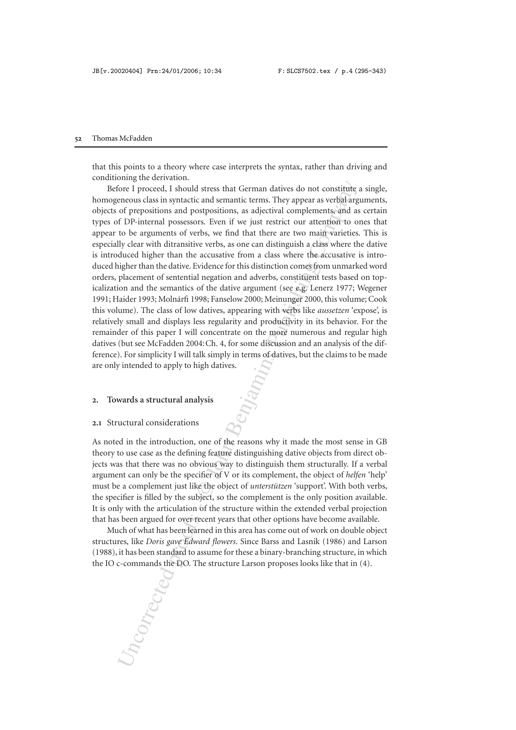that this points to a theory where case interprets the syntax, rather than driving and conditioning the derivation.

Before I proceed, I should stress that German datives do not constitute a single, homogeneous class in syntactic and semantic terms. They appear as verbal arguments, objects of prepositions and postpositions, as adjectival complements, and as certain types of DP-internal possessors. Even if we just restrict our attention to ones that appear to be arguments of verbs, we find that there are two main varieties. This is especially clear with ditransitive verbs, as one can distinguish a class where the dative is introduced higher than the accusative from a class where the accusative is introduced higher than the dative. Evidence for this distinction comes from unmarked word orders, placement of sentential negation and adverbs, constituent tests based on topicalization and the semantics of the dative argument (see e.g. Lenerz 1977; Wegener 1991; Haider 1993; Molnárfi 1998; Fanselow 2000; Meinunger 2000, this volume; Cook this volume). The class of low datives, appearing with verbs like *aussetzen* 'expose', is relatively small and displays less regularity and productivity in its behavior. For the remainder of this paper I will concentrate on the more numerous and regular high datives (but see McFadden 2004: Ch. 4, for some discussion and an analysis of the difference). For simplicity I will talk simply in terms of datives, but the claims to be made are only intended to apply to high datives.

## 2. Towards a structural analysis

### 2.1 Structural considerations

As noted in the introduction, one of the reasons why it made the most sense in GB theory to use case as the defining feature distinguishing dative objects from direct objects was that there was no obvious way to distinguish them structurally. If a verbal argument can only be the specifier of V or its complement, the object of *helfen* 'help' must be a complement just like the object of *unterstützen* 'support'. With both verbs, the specifier is filled by the subject, so the complement is the only position available. It is only with the articulation of the structure within the extended verbal projection that has been argued for over recent years that other options have become available.

Much of what has been learned in this area has come out of work on double object structures, like *Doris gave Edward flowers*. Since Barss and Lasnik (1986) and Larson (1988), it has been standard to assume for these a binary-branching structure, in which the IO c-commands the DO. The structure Larson proposes looks like that in (4).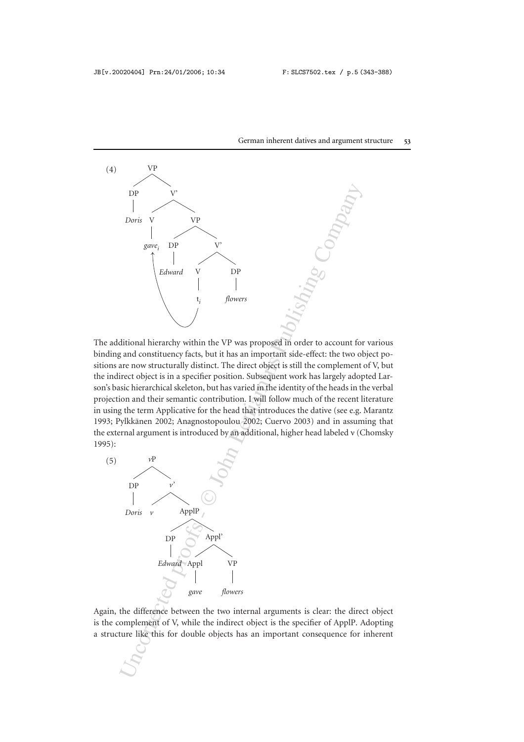(4) [VP [DP *Doris*] [V' [V *gave*$_i$] [VP [DP *Edward*] [V' [V t$_i$] [DP *flowers*]]]]]

The additional hierarchy within the VP was proposed in order to account for various binding and constituency facts, but it has an important side-effect: the two object positions are now structurally distinct. The direct object is still the complement of V, but the indirect object is in a specifier position. Subsequent work has largely adopted Larson's basic hierarchical skeleton, but has varied in the identity of the heads in the verbal projection and their semantic contribution. I will follow much of the recent literature in using the term Applicative for the head that introduces the dative (see e.g. Marantz 1993; Pylkkänen 2002; Anagnostopoulou 2002; Cuervo 2003) and in assuming that the external argument is introduced by an additional, higher head labeled v (Chomsky 1995):

(5) [*v*P [DP *Doris*] [*v*' [*v*] [ApplP [DP *Edward*] [Appl' [Appl *gave*] [VP *flowers*]]]]]

Again, the difference between the two internal arguments is clear: the direct object is the complement of V, while the indirect object is the specifier of ApplP. Adopting a structure like this for double objects has an important consequence for inherent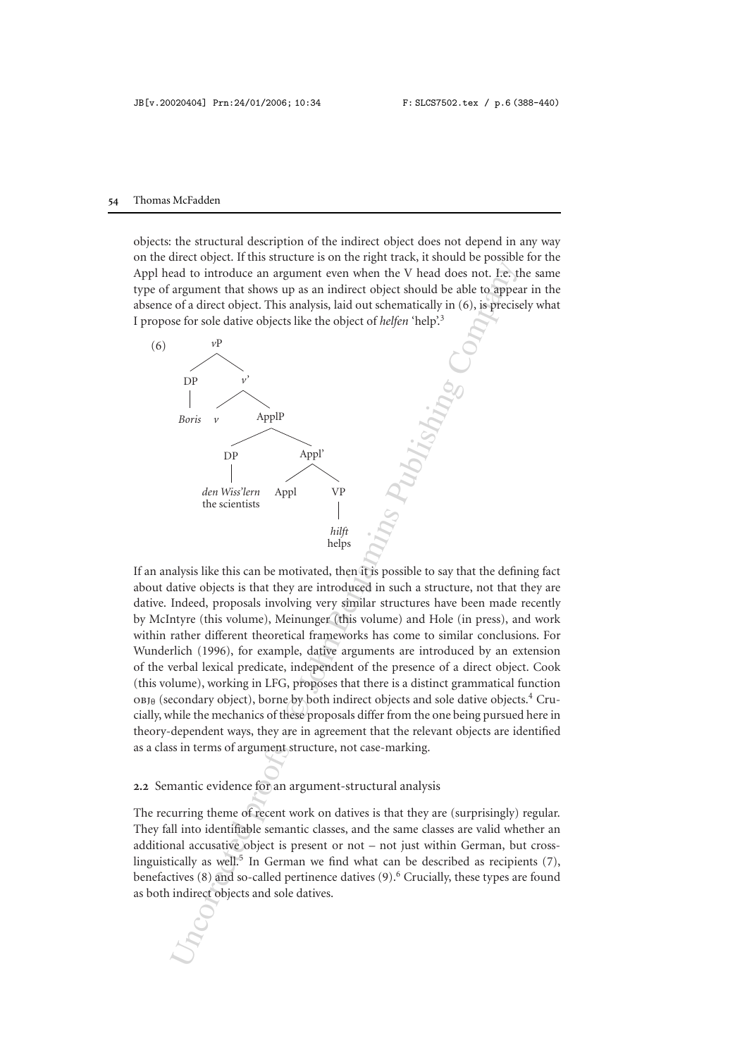objects: the structural description of the indirect object does not depend in any way on the direct object. If this structure is on the right track, it should be possible for the Appl head to introduce an argument even when the V head does not. I.e. the same type of argument that shows up as an indirect object should be able to appear in the absence of a direct object. This analysis, laid out schematically in (6), is precisely what I propose for sole dative objects like the object of *helfen* 'help'.[3]

(6)

```
vP
├── DP
│   └── Boris
└── v'
    ├── v
    └── ApplP
        ├── DP
        │   └── den Wiss'lern
        │       the scientists
        └── Appl'
            ├── Appl
            └── VP
                └── hilft
                    helps
```

If an analysis like this can be motivated, then it is possible to say that the defining fact about dative objects is that they are introduced in such a structure, not that they are dative. Indeed, proposals involving very similar structures have been made recently by McIntyre (this volume), Meinunger (this volume) and Hole (in press), and work within rather different theoretical frameworks has come to similar conclusions. For Wunderlich (1996), for example, dative arguments are introduced by an extension of the verbal lexical predicate, independent of the presence of a direct object. Cook (this volume), working in LFG, proposes that there is a distinct grammatical function OBJ$_\theta$ (secondary object), borne by both indirect objects and sole dative objects.[4] Crucially, while the mechanics of these proposals differ from the one being pursued here in theory-dependent ways, they are in agreement that the relevant objects are identified as a class in terms of argument structure, not case-marking.

### 2.2 Semantic evidence for an argument-structural analysis

The recurring theme of recent work on datives is that they are (surprisingly) regular. They fall into identifiable semantic classes, and the same classes are valid whether an additional accusative object is present or not – not just within German, but cross-linguistically as well.[5] In German we find what can be described as recipients (7), benefactives (8) and so-called pertinence datives (9).[6] Crucially, these types are found as both indirect objects and sole datives.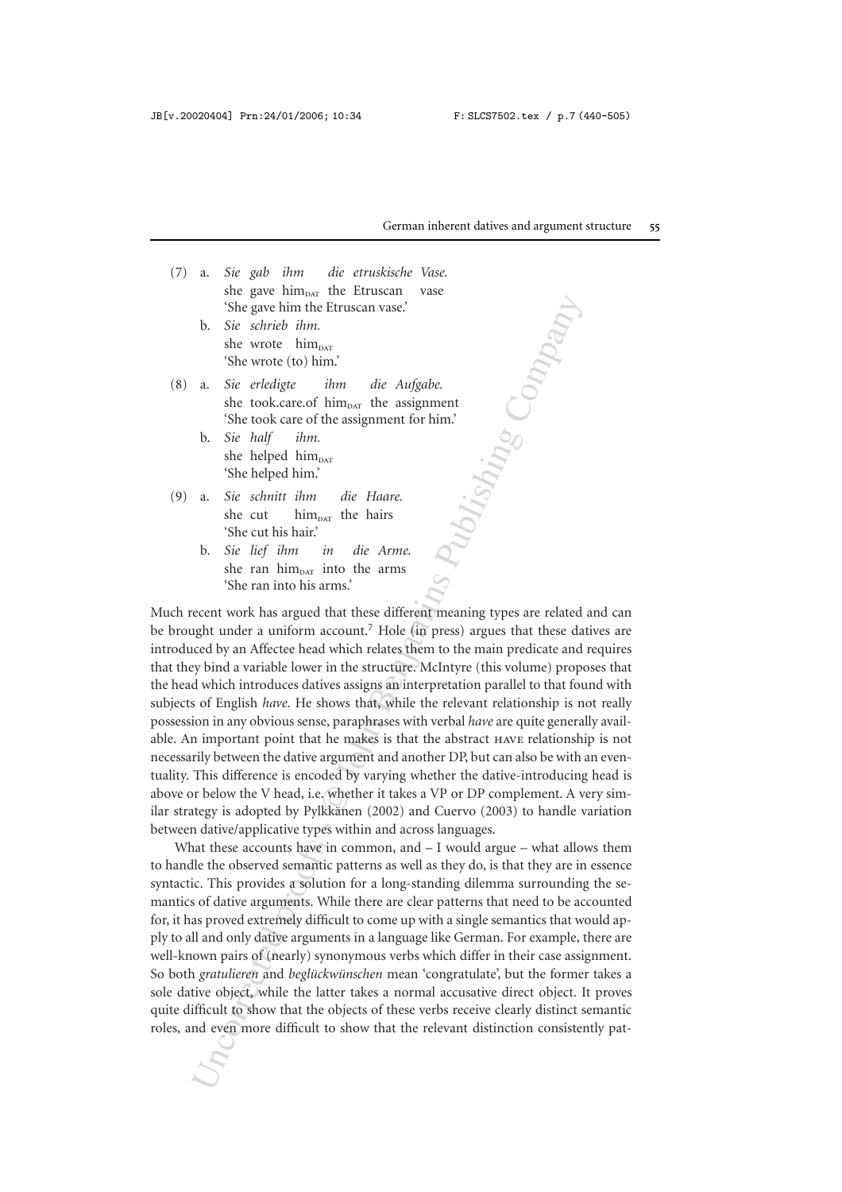(7) a. *Sie gab ihm die etruskische Vase.*
she gave $\text{him}_{\text{DAT}}$ the Etruscan vase
'She gave him the Etruscan vase.'

b. *Sie schrieb ihm.*
she wrote $\text{him}_{\text{DAT}}$
'She wrote (to) him.'

(8) a. *Sie erledigte ihm die Aufgabe.*
she took.care.of $\text{him}_{\text{DAT}}$ the assignment
'She took care of the assignment for him.'

b. *Sie half ihm.*
she helped $\text{him}_{\text{DAT}}$
'She helped him.'

(9) a. *Sie schnitt ihm die Haare.*
she cut $\text{him}_{\text{DAT}}$ the hairs
'She cut his hair.'

b. *Sie lief ihm in die Arme.*
she ran $\text{him}_{\text{DAT}}$ into the arms
'She ran into his arms.'

Much recent work has argued that these different meaning types are related and can be brought under a uniform account.[7] Hole (in press) argues that these datives are introduced by an Affectee head which relates them to the main predicate and requires that they bind a variable lower in the structure. McIntyre (this volume) proposes that the head which introduces datives assigns an interpretation parallel to that found with subjects of English *have*. He shows that, while the relevant relationship is not really possession in any obvious sense, paraphrases with verbal *have* are quite generally available. An important point that he makes is that the abstract HAVE relationship is not necessarily between the dative argument and another DP, but can also be with an eventuality. This difference is encoded by varying whether the dative-introducing head is above or below the V head, i.e. whether it takes a VP or DP complement. A very similar strategy is adopted by Pylkkänen (2002) and Cuervo (2003) to handle variation between dative/applicative types within and across languages.

What these accounts have in common, and – I would argue – what allows them to handle the observed semantic patterns as well as they do, is that they are in essence syntactic. This provides a solution for a long-standing dilemma surrounding the semantics of dative arguments. While there are clear patterns that need to be accounted for, it has proved extremely difficult to come up with a single semantics that would apply to all and only dative arguments in a language like German. For example, there are well-known pairs of (nearly) synonymous verbs which differ in their case assignment. So both *gratulieren* and *beglückwünschen* mean 'congratulate', but the former takes a sole dative object, while the latter takes a normal accusative direct object. It proves quite difficult to show that the objects of these verbs receive clearly distinct semantic roles, and even more difficult to show that the relevant distinction consistently pat-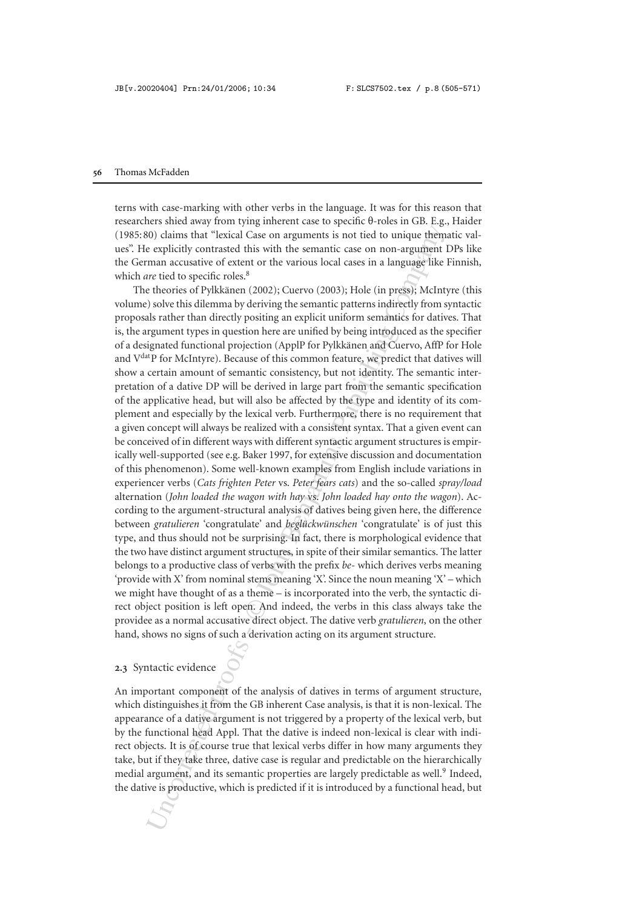terns with case-marking with other verbs in the language. It was for this reason that researchers shied away from tying inherent case to specific θ-roles in GB. E.g., Haider (1985: 80) claims that "lexical Case on arguments is not tied to unique thematic values". He explicitly contrasted this with the semantic case on non-argument DPs like the German accusative of extent or the various local cases in a language like Finnish, which *are* tied to specific roles.[8]

The theories of Pylkkänen (2002); Cuervo (2003); Hole (in press); McIntyre (this volume) solve this dilemma by deriving the semantic patterns indirectly from syntactic proposals rather than directly positing an explicit uniform semantics for datives. That is, the argument types in question here are unified by being introduced as the specifier of a designated functional projection (ApplP for Pylkkänen and Cuervo, AffP for Hole and $V^{dat}$P for McIntyre). Because of this common feature, we predict that datives will show a certain amount of semantic consistency, but not identity. The semantic interpretation of a dative DP will be derived in large part from the semantic specification of the applicative head, but will also be affected by the type and identity of its complement and especially by the lexical verb. Furthermore, there is no requirement that a given concept will always be realized with a consistent syntax. That a given event can be conceived of in different ways with different syntactic argument structures is empirically well-supported (see e.g. Baker 1997, for extensive discussion and documentation of this phenomenon). Some well-known examples from English include variations in experiencer verbs (*Cats frighten Peter* vs. *Peter fears cats*) and the so-called *spray/load* alternation (*John loaded the wagon with hay* vs. *John loaded hay onto the wagon*). According to the argument-structural analysis of datives being given here, the difference between *gratulieren* 'congratulate' and *beglückwünschen* 'congratulate' is of just this type, and thus should not be surprising. In fact, there is morphological evidence that the two have distinct argument structures, in spite of their similar semantics. The latter belongs to a productive class of verbs with the prefix *be-* which derives verbs meaning 'provide with X' from nominal stems meaning 'X'. Since the noun meaning 'X' – which we might have thought of as a theme – is incorporated into the verb, the syntactic direct object position is left open. And indeed, the verbs in this class always take the providee as a normal accusative direct object. The dative verb *gratulieren*, on the other hand, shows no signs of such a derivation acting on its argument structure.

### 2.3 Syntactic evidence

An important component of the analysis of datives in terms of argument structure, which distinguishes it from the GB inherent Case analysis, is that it is non-lexical. The appearance of a dative argument is not triggered by a property of the lexical verb, but by the functional head Appl. That the dative is indeed non-lexical is clear with indirect objects. It is of course true that lexical verbs differ in how many arguments they take, but if they take three, dative case is regular and predictable on the hierarchically medial argument, and its semantic properties are largely predictable as well.[9] Indeed, the dative is productive, which is predicted if it is introduced by a functional head, but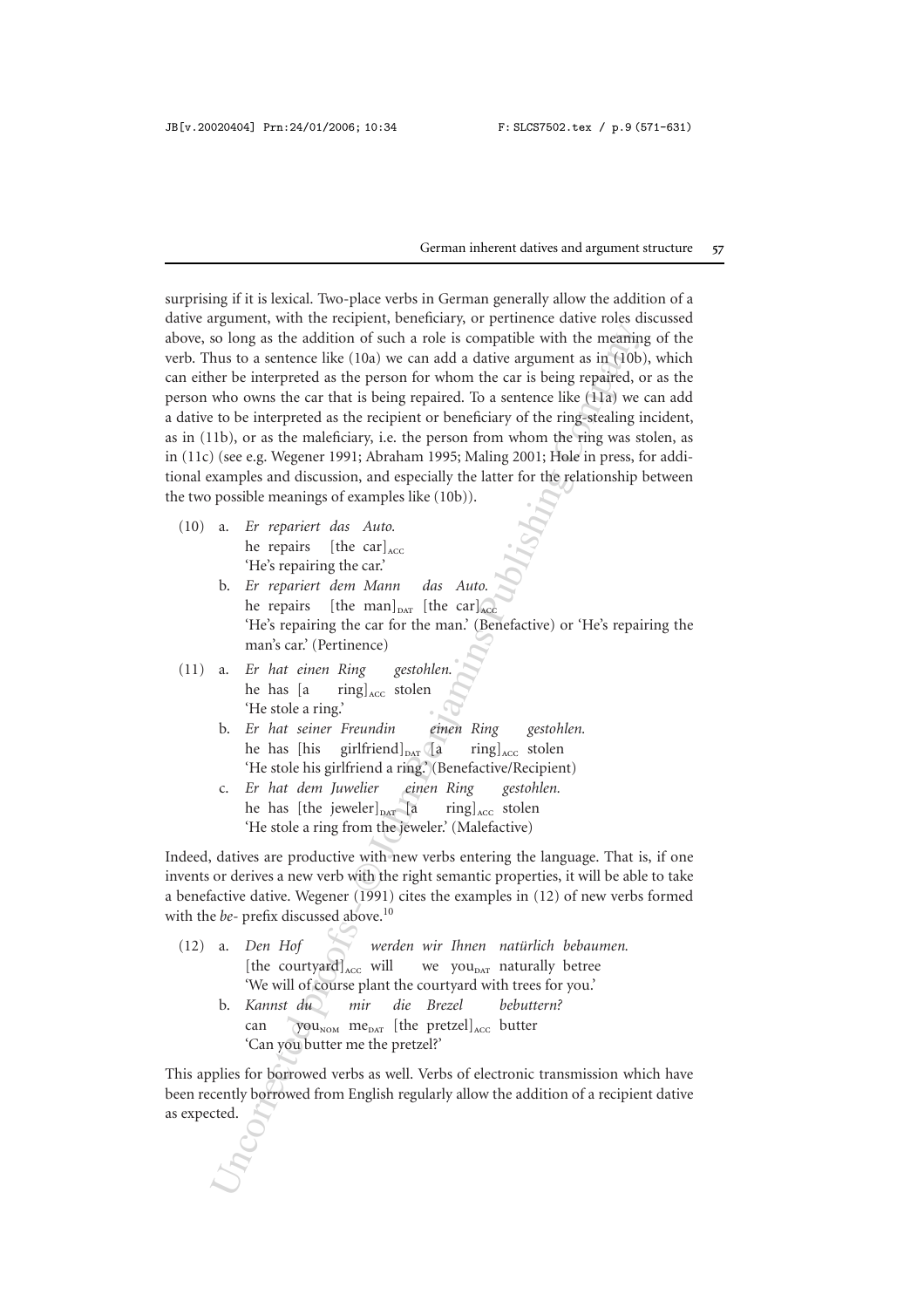surprising if it is lexical. Two-place verbs in German generally allow the addition of a dative argument, with the recipient, beneficiary, or pertinence dative roles discussed above, so long as the addition of such a role is compatible with the meaning of the verb. Thus to a sentence like (10a) we can add a dative argument as in (10b), which can either be interpreted as the person for whom the car is being repaired, or as the person who owns the car that is being repaired. To a sentence like (11a) we can add a dative to be interpreted as the recipient or beneficiary of the ring-stealing incident, as in (11b), or as the maleficiary, i.e. the person from whom the ring was stolen, as in (11c) (see e.g. Wegener 1991; Abraham 1995; Maling 2001; Hole in press, for additional examples and discussion, and especially the latter for the relationship between the two possible meanings of examples like (10b)).

(10) a. *Er repariert das Auto.*
he repairs [the car]$_{ACC}$
'He's repairing the car.'

b. *Er repariert dem Mann das Auto.*
he repairs [the man]$_{DAT}$ [the car]$_{ACC}$
'He's repairing the car for the man.' (Benefactive) or 'He's repairing the man's car.' (Pertinence)

(11) a. *Er hat einen Ring gestohlen.*
he has [a ring]$_{ACC}$ stolen
'He stole a ring.'

b. *Er hat seiner Freundin einen Ring gestohlen.*
he has [his girlfriend]$_{DAT}$ [a ring]$_{ACC}$ stolen
'He stole his girlfriend a ring.' (Benefactive/Recipient)

c. *Er hat dem Juwelier einen Ring gestohlen.*
he has [the jeweler]$_{DAT}$ [a ring]$_{ACC}$ stolen
'He stole a ring from the jeweler.' (Malefactive)

Indeed, datives are productive with new verbs entering the language. That is, if one invents or derives a new verb with the right semantic properties, it will be able to take a benefactive dative. Wegener (1991) cites the examples in (12) of new verbs formed with the *be-* prefix discussed above.[10]

(12) a. *Den Hof werden wir Ihnen natürlich bebaumen.*
[the courtyard]$_{ACC}$ will we you$_{DAT}$ naturally betree
'We will of course plant the courtyard with trees for you.'

b. *Kannst du mir die Brezel bebuttern?*
can you$_{NOM}$ me$_{DAT}$ [the pretzel]$_{ACC}$ butter
'Can you butter me the pretzel?'

This applies for borrowed verbs as well. Verbs of electronic transmission which have been recently borrowed from English regularly allow the addition of a recipient dative as expected.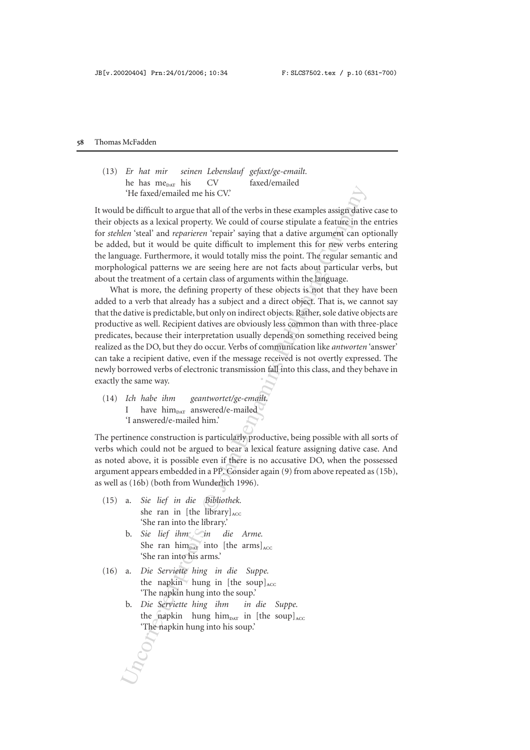(13) *Er hat mir seinen Lebenslauf gefaxt/ge-emailt.*
he has me$_{\text{DAT}}$ his CV faxed/emailed
'He faxed/emailed me his CV.'

It would be difficult to argue that all of the verbs in these examples assign dative case to their objects as a lexical property. We could of course stipulate a feature in the entries for *stehlen* 'steal' and *reparieren* 'repair' saying that a dative argument can optionally be added, but it would be quite difficult to implement this for new verbs entering the language. Furthermore, it would totally miss the point. The regular semantic and morphological patterns we are seeing here are not facts about particular verbs, but about the treatment of a certain class of arguments within the language.

What is more, the defining property of these objects is not that they have been added to a verb that already has a subject and a direct object. That is, we cannot say that the dative is predictable, but only on indirect objects. Rather, sole dative objects are productive as well. Recipient datives are obviously less common than with three-place predicates, because their interpretation usually depends on something received being realized as the DO, but they do occur. Verbs of communication like *antworten* 'answer' can take a recipient dative, even if the message received is not overtly expressed. The newly borrowed verbs of electronic transmission fall into this class, and they behave in exactly the same way.

(14) *Ich habe ihm geantwortet/ge-emailt.*
I have him$_{\text{DAT}}$ answered/e-mailed
'I answered/e-mailed him.'

The pertinence construction is particularly productive, being possible with all sorts of verbs which could not be argued to bear a lexical feature assigning dative case. And as noted above, it is possible even if there is no accusative DO, when the possessed argument appears embedded in a PP. Consider again (9) from above repeated as (15b), as well as (16b) (both from Wunderlich 1996).

(15) a. *Sie lief in die Bibliothek.*
she ran in [the library]$_{\text{ACC}}$
'She ran into the library.'

b. *Sie lief ihm in die Arme.*
She ran him$_{\text{DAT}}$ into [the arms]$_{\text{ACC}}$
'She ran into his arms.'

(16) a. *Die Serviette hing in die Suppe.*
the napkin hung in [the soup]$_{\text{ACC}}$
'The napkin hung into the soup.'

b. *Die Serviette hing ihm in die Suppe.*
the napkin hung him$_{\text{DAT}}$ in [the soup]$_{\text{ACC}}$
'The napkin hung into his soup.'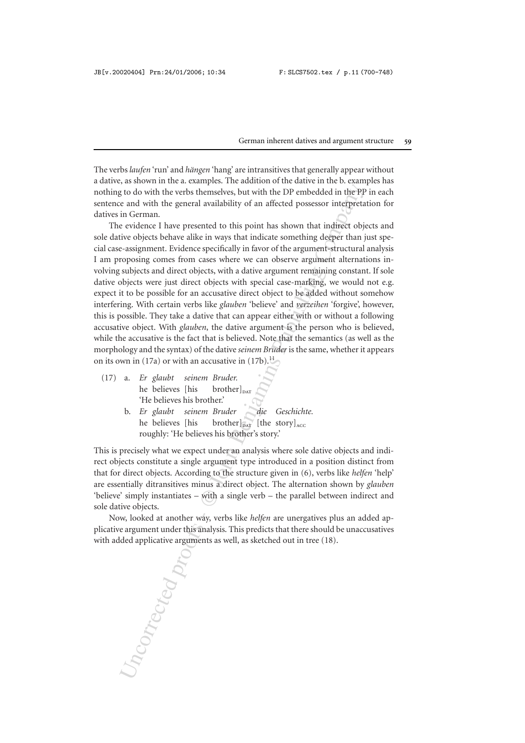The verbs *laufen* 'run' and *hängen* 'hang' are intransitives that generally appear without a dative, as shown in the a. examples. The addition of the dative in the b. examples has nothing to do with the verbs themselves, but with the DP embedded in the PP in each sentence and with the general availability of an affected possessor interpretation for datives in German.

The evidence I have presented to this point has shown that indirect objects and sole dative objects behave alike in ways that indicate something deeper than just special case-assignment. Evidence specifically in favor of the argument-structural analysis I am proposing comes from cases where we can observe argument alternations involving subjects and direct objects, with a dative argument remaining constant. If sole dative objects were just direct objects with special case-marking, we would not e.g. expect it to be possible for an accusative direct object to be added without somehow interfering. With certain verbs like *glauben* 'believe' and *verzeihen* 'forgive', however, this is possible. They take a dative that can appear either with or without a following accusative object. With *glauben*, the dative argument is the person who is believed, while the accusative is the fact that is believed. Note that the semantics (as well as the morphology and the syntax) of the dative *seinem Bruder* is the same, whether it appears on its own in (17a) or with an accusative in (17b).[11]

(17) a. *Er glaubt seinem Bruder.*
   he believes [his brother]$_{\text{DAT}}$
   'He believes his brother.'

  b. *Er glaubt seinem Bruder die Geschichte.*
   he believes [his brother]$_{\text{DAT}}$ [the story]$_{\text{ACC}}$
   roughly: 'He believes his brother's story.'

This is precisely what we expect under an analysis where sole dative objects and indirect objects constitute a single argument type introduced in a position distinct from that for direct objects. According to the structure given in (6), verbs like *helfen* 'help' are essentially ditransitives minus a direct object. The alternation shown by *glauben* 'believe' simply instantiates – with a single verb – the parallel between indirect and sole dative objects.

Now, looked at another way, verbs like *helfen* are unergatives plus an added applicative argument under this analysis. This predicts that there should be unaccusatives with added applicative arguments as well, as sketched out in tree (18).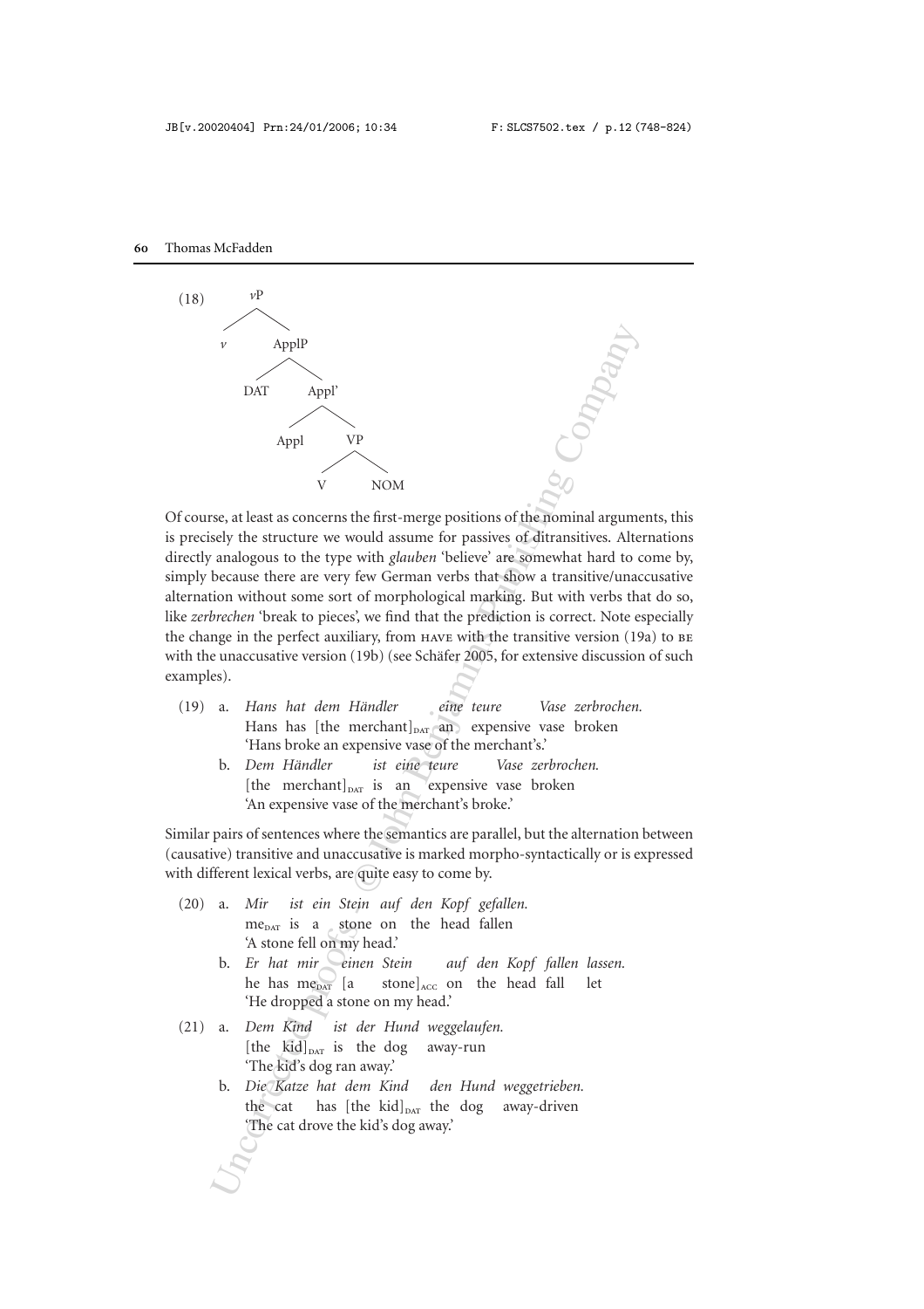(18)

```
vP
├── v
└── ApplP
    ├── DAT
    └── Appl'
        ├── Appl
        └── VP
            ├── V
            └── NOM
```

Of course, at least as concerns the first-merge positions of the nominal arguments, this is precisely the structure we would assume for passives of ditransitives. Alternations directly analogous to the type with *glauben* 'believe' are somewhat hard to come by, simply because there are very few German verbs that show a transitive/unaccusative alternation without some sort of morphological marking. But with verbs that do so, like *zerbrechen* 'break to pieces', we find that the prediction is correct. Note especially the change in the perfect auxiliary, from HAVE with the transitive version (19a) to BE with the unaccusative version (19b) (see Schäfer 2005, for extensive discussion of such examples).

(19) a. *Hans hat dem Händler eine teure Vase zerbrochen.*
Hans has [the merchant]$_{DAT}$ an expensive vase broken
'Hans broke an expensive vase of the merchant's.'

b. *Dem Händler ist eine teure Vase zerbrochen.*
[the merchant]$_{DAT}$ is an expensive vase broken
'An expensive vase of the merchant's broke.'

Similar pairs of sentences where the semantics are parallel, but the alternation between (causative) transitive and unaccusative is marked morpho-syntactically or is expressed with different lexical verbs, are quite easy to come by.

(20) a. *Mir ist ein Stein auf den Kopf gefallen.*
me$_{DAT}$ is a stone on the head fallen
'A stone fell on my head.'

b. *Er hat mir einen Stein auf den Kopf fallen lassen.*
he has me$_{DAT}$ [a stone]$_{ACC}$ on the head fall let
'He dropped a stone on my head.'

(21) a. *Dem Kind ist der Hund weggelaufen.*
[the kid]$_{DAT}$ is the dog away-run
'The kid's dog ran away.'

b. *Die Katze hat dem Kind den Hund weggetrieben.*
the cat has [the kid]$_{DAT}$ the dog away-driven
'The cat drove the kid's dog away.'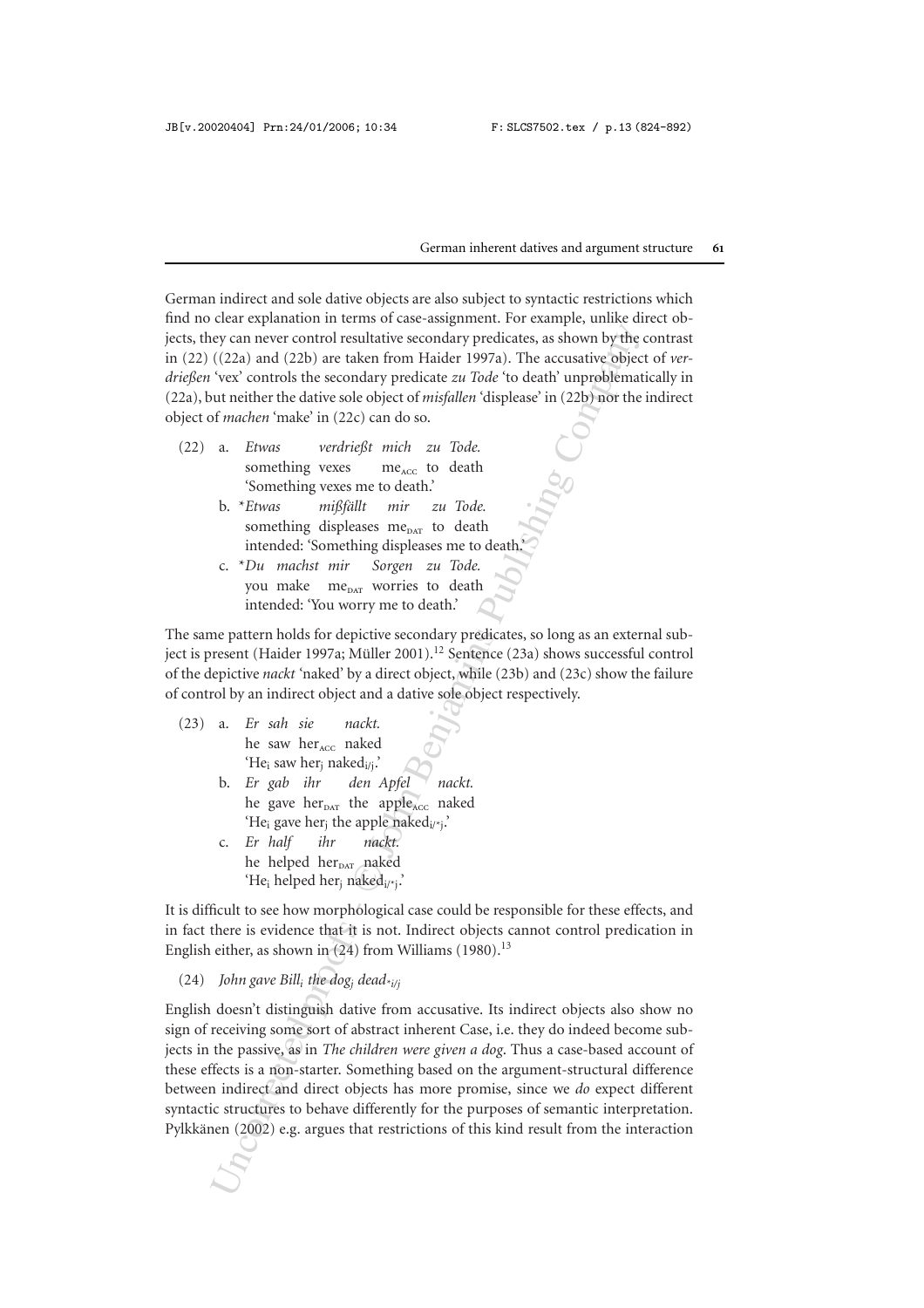German indirect and sole dative objects are also subject to syntactic restrictions which find no clear explanation in terms of case-assignment. For example, unlike direct objects, they can never control resultative secondary predicates, as shown by the contrast in (22) ((22a) and (22b) are taken from Haider 1997a). The accusative object of *verdrießen* 'vex' controls the secondary predicate *zu Tode* 'to death' unproblematically in (22a), but neither the dative sole object of *misfallen* 'displease' in (22b) nor the indirect object of *machen* 'make' in (22c) can do so.

(22) a. *Etwas verdrießt mich zu Tode.*
something vexes me$_{ACC}$ to death
'Something vexes me to death.'

b. \**Etwas mißfällt mir zu Tode.*
something displeases me$_{DAT}$ to death
intended: 'Something displeases me to death.'

c. \**Du machst mir Sorgen zu Tode.*
you make me$_{DAT}$ worries to death
intended: 'You worry me to death.'

The same pattern holds for depictive secondary predicates, so long as an external subject is present (Haider 1997a; Müller 2001).[12] Sentence (23a) shows successful control of the depictive *nackt* 'naked' by a direct object, while (23b) and (23c) show the failure of control by an indirect object and a dative sole object respectively.

(23) a. *Er sah sie nackt.*
he saw her$_{ACC}$ naked
'He$_i$ saw her$_j$ naked$_{i/j}$.'

b. *Er gab ihr den Apfel nackt.*
he gave her$_{DAT}$ the apple$_{ACC}$ naked
'He$_i$ gave her$_j$ the apple naked$_{i/*j}$.'

c. *Er half ihr nackt.*
he helped her$_{DAT}$ naked
'He$_i$ helped her$_j$ naked$_{i/*j}$.'

It is difficult to see how morphological case could be responsible for these effects, and in fact there is evidence that it is not. Indirect objects cannot control predication in English either, as shown in (24) from Williams (1980).[13]

(24) *John gave Bill$_i$ the dog$_j$ dead$_{*i/j}$*

English doesn't distinguish dative from accusative. Its indirect objects also show no sign of receiving some sort of abstract inherent Case, i.e. they do indeed become subjects in the passive, as in *The children were given a dog*. Thus a case-based account of these effects is a non-starter. Something based on the argument-structural difference between indirect and direct objects has more promise, since we *do* expect different syntactic structures to behave differently for the purposes of semantic interpretation. Pylkkänen (2002) e.g. argues that restrictions of this kind result from the interaction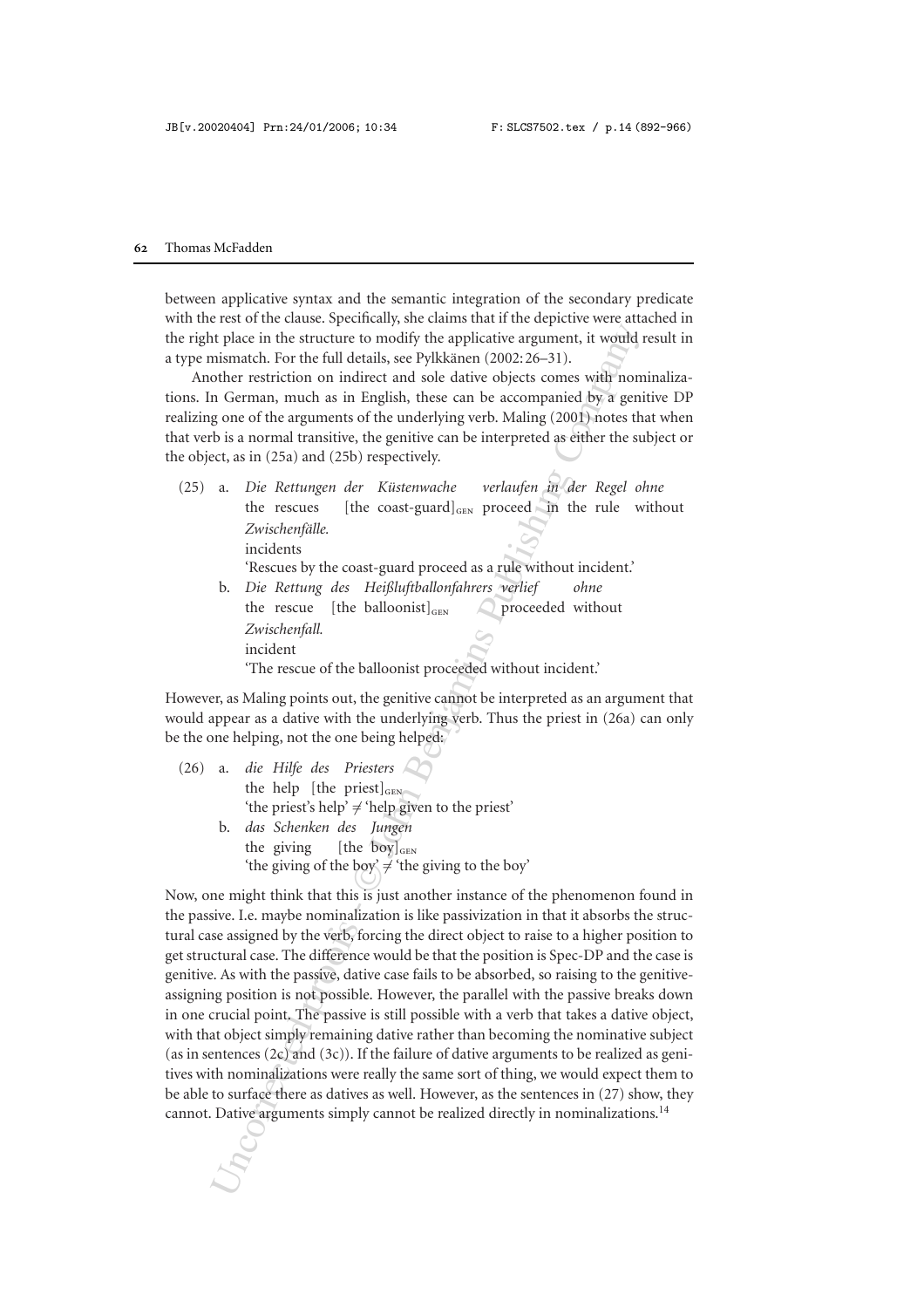between applicative syntax and the semantic integration of the secondary predicate with the rest of the clause. Specifically, she claims that if the depictive were attached in the right place in the structure to modify the applicative argument, it would result in a type mismatch. For the full details, see Pylkkänen (2002: 26–31).

Another restriction on indirect and sole dative objects comes with nominalizations. In German, much as in English, these can be accompanied by a genitive DP realizing one of the arguments of the underlying verb. Maling (2001) notes that when that verb is a normal transitive, the genitive can be interpreted as either the subject or the object, as in (25a) and (25b) respectively.

(25) a. *Die Rettungen der Küstenwache verlaufen in der Regel ohne Zwischenfälle.*
the rescues [the coast-guard]$_{\text{GEN}}$ proceed in the rule without incidents
'Rescues by the coast-guard proceed as a rule without incident.'

b. *Die Rettung des Heißluftballonfahrers verlief ohne Zwischenfall.*
the rescue [the balloonist]$_{\text{GEN}}$ proceeded without incident
'The rescue of the balloonist proceeded without incident.'

However, as Maling points out, the genitive cannot be interpreted as an argument that would appear as a dative with the underlying verb. Thus the priest in (26a) can only be the one helping, not the one being helped:

(26) a. *die Hilfe des Priesters*
the help [the priest]$_{\text{GEN}}$
'the priest's help' ≠ 'help given to the priest'

b. *das Schenken des Jungen*
the giving [the boy]$_{\text{GEN}}$
'the giving of the boy' ≠ 'the giving to the boy'

Now, one might think that this is just another instance of the phenomenon found in the passive. I.e. maybe nominalization is like passivization in that it absorbs the structural case assigned by the verb, forcing the direct object to raise to a higher position to get structural case. The difference would be that the position is Spec-DP and the case is genitive. As with the passive, dative case fails to be absorbed, so raising to the genitive-assigning position is not possible. However, the parallel with the passive breaks down in one crucial point. The passive is still possible with a verb that takes a dative object, with that object simply remaining dative rather than becoming the nominative subject (as in sentences (2c) and (3c)). If the failure of dative arguments to be realized as genitives with nominalizations were really the same sort of thing, we would expect them to be able to surface there as datives as well. However, as the sentences in (27) show, they cannot. Dative arguments simply cannot be realized directly in nominalizations.[14]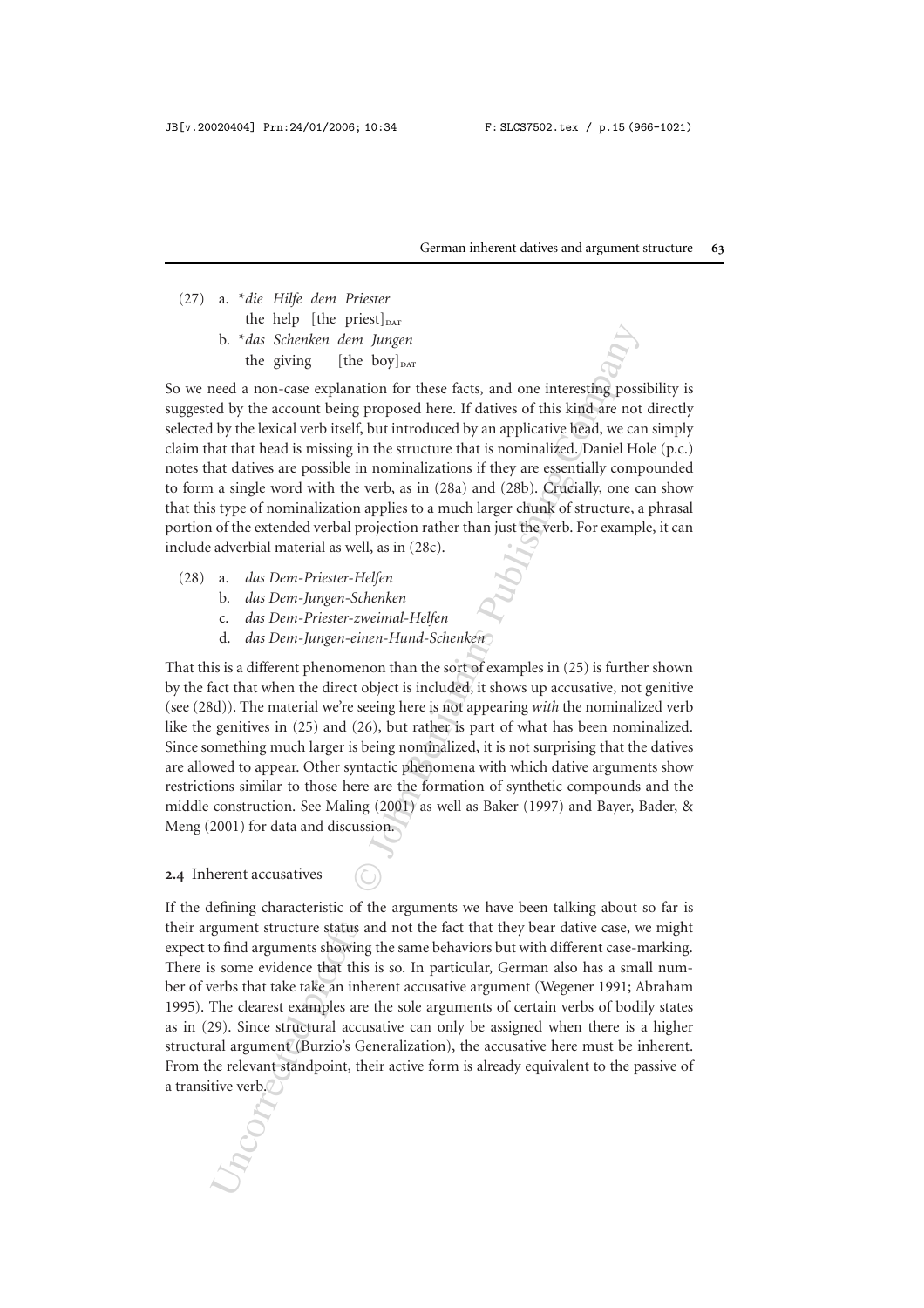(27) a. \**die Hilfe dem Priester*
the help [the priest]$_{\text{DAT}}$

b. \**das Schenken dem Jungen*
the giving [the boy]$_{\text{DAT}}$

So we need a non-case explanation for these facts, and one interesting possibility is suggested by the account being proposed here. If datives of this kind are not directly selected by the lexical verb itself, but introduced by an applicative head, we can simply claim that that head is missing in the structure that is nominalized. Daniel Hole (p.c.) notes that datives are possible in nominalizations if they are essentially compounded to form a single word with the verb, as in (28a) and (28b). Crucially, one can show that this type of nominalization applies to a much larger chunk of structure, a phrasal portion of the extended verbal projection rather than just the verb. For example, it can include adverbial material as well, as in (28c).

(28) a. *das Dem-Priester-Helfen*
b. *das Dem-Jungen-Schenken*
c. *das Dem-Priester-zweimal-Helfen*
d. *das Dem-Jungen-einen-Hund-Schenken*

That this is a different phenomenon than the sort of examples in (25) is further shown by the fact that when the direct object is included, it shows up accusative, not genitive (see (28d)). The material we're seeing here is not appearing *with* the nominalized verb like the genitives in (25) and (26), but rather is part of what has been nominalized. Since something much larger is being nominalized, it is not surprising that the datives are allowed to appear. Other syntactic phenomena with which dative arguments show restrictions similar to those here are the formation of synthetic compounds and the middle construction. See Maling (2001) as well as Baker (1997) and Bayer, Bader, & Meng (2001) for data and discussion.

## 2.4 Inherent accusatives

If the defining characteristic of the arguments we have been talking about so far is their argument structure status and not the fact that they bear dative case, we might expect to find arguments showing the same behaviors but with different case-marking. There is some evidence that this is so. In particular, German also has a small number of verbs that take take an inherent accusative argument (Wegener 1991; Abraham 1995). The clearest examples are the sole arguments of certain verbs of bodily states as in (29). Since structural accusative can only be assigned when there is a higher structural argument (Burzio's Generalization), the accusative here must be inherent. From the relevant standpoint, their active form is already equivalent to the passive of a transitive verb.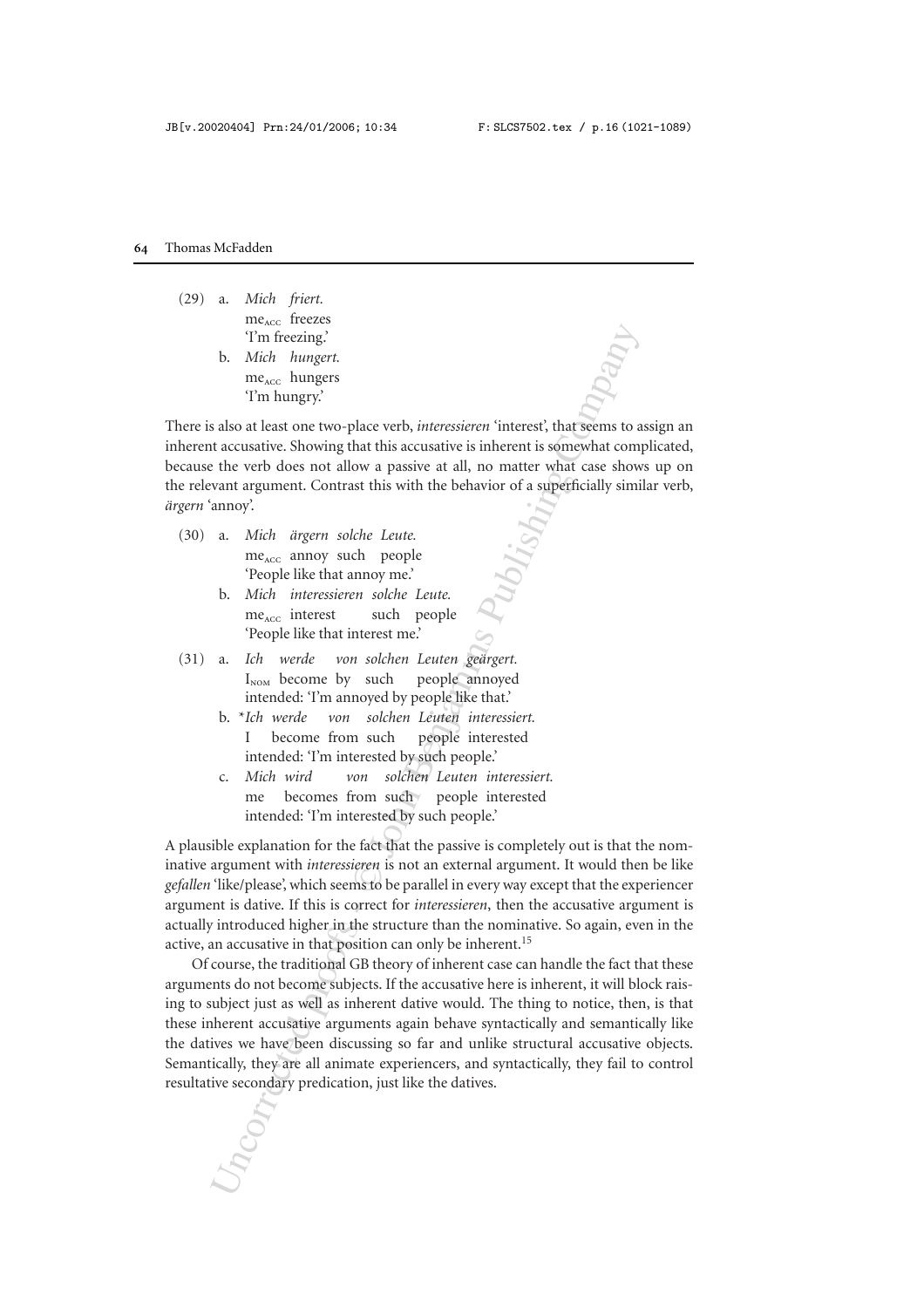(29) a. *Mich friert.*
   me$_{ACC}$ freezes
   'I'm freezing.'

  b. *Mich hungert.*
   me$_{ACC}$ hungers
   'I'm hungry.'

There is also at least one two-place verb, *interessieren* 'interest', that seems to assign an inherent accusative. Showing that this accusative is inherent is somewhat complicated, because the verb does not allow a passive at all, no matter what case shows up on the relevant argument. Contrast this with the behavior of a superficially similar verb, *ärgern* 'annoy'.

(30) a. *Mich ärgern solche Leute.*
   me$_{ACC}$ annoy such people
   'People like that annoy me.'

  b. *Mich interessieren solche Leute.*
   me$_{ACC}$ interest such people
   'People like that interest me.'

(31) a. *Ich werde von solchen Leuten geärgert.*
   I$_{NOM}$ become by such people annoyed
   intended: 'I'm annoyed by people like that.'

  b. \**Ich werde von solchen Leuten interessiert.*
   I become from such people interested
   intended: 'I'm interested by such people.'

  c. *Mich wird von solchen Leuten interessiert.*
   me becomes from such people interested
   intended: 'I'm interested by such people.'

A plausible explanation for the fact that the passive is completely out is that the nominative argument with *interessieren* is not an external argument. It would then be like *gefallen* 'like/please', which seems to be parallel in every way except that the experiencer argument is dative. If this is correct for *interessieren*, then the accusative argument is actually introduced higher in the structure than the nominative. So again, even in the active, an accusative in that position can only be inherent.[15]

Of course, the traditional GB theory of inherent case can handle the fact that these arguments do not become subjects. If the accusative here is inherent, it will block raising to subject just as well as inherent dative would. The thing to notice, then, is that these inherent accusative arguments again behave syntactically and semantically like the datives we have been discussing so far and unlike structural accusative objects. Semantically, they are all animate experiencers, and syntactically, they fail to control resultative secondary predication, just like the datives.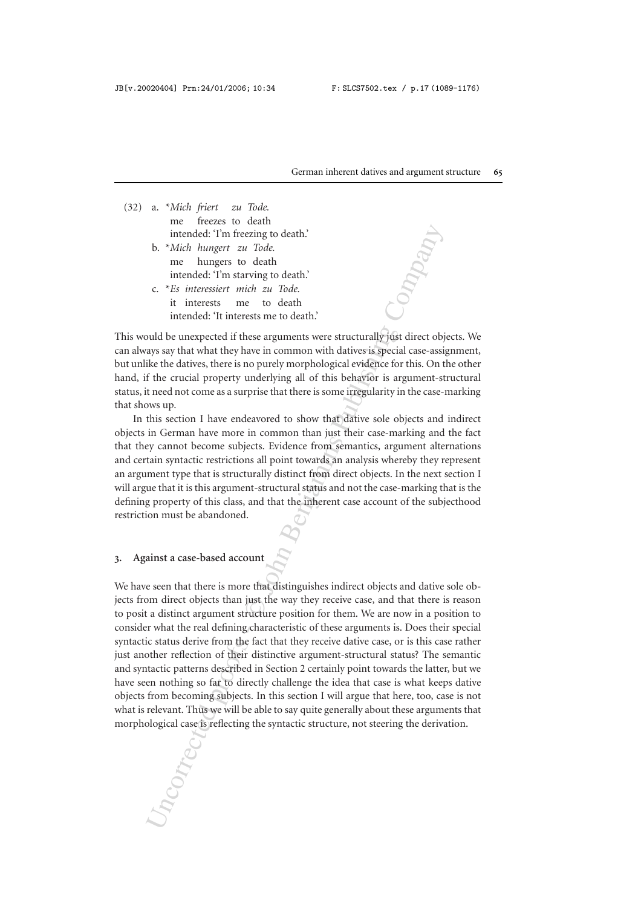(32) a. \**Mich friert zu Tode.*
me freezes to death
intended: 'I'm freezing to death.'

b. \**Mich hungert zu Tode.*
me hungers to death
intended: 'I'm starving to death.'

c. \**Es interessiert mich zu Tode.*
it interests me to death
intended: 'It interests me to death.'

This would be unexpected if these arguments were structurally just direct objects. We can always say that what they have in common with datives is special case-assignment, but unlike the datives, there is no purely morphological evidence for this. On the other hand, if the crucial property underlying all of this behavior is argument-structural status, it need not come as a surprise that there is some irregularity in the case-marking that shows up.

In this section I have endeavored to show that dative sole objects and indirect objects in German have more in common than just their case-marking and the fact that they cannot become subjects. Evidence from semantics, argument alternations and certain syntactic restrictions all point towards an analysis whereby they represent an argument type that is structurally distinct from direct objects. In the next section I will argue that it is this argument-structural status and not the case-marking that is the defining property of this class, and that the inherent case account of the subjecthood restriction must be abandoned.

## 3. Against a case-based account

We have seen that there is more that distinguishes indirect objects and dative sole objects from direct objects than just the way they receive case, and that there is reason to posit a distinct argument structure position for them. We are now in a position to consider what the real defining characteristic of these arguments is. Does their special syntactic status derive from the fact that they receive dative case, or is this case rather just another reflection of their distinctive argument-structural status? The semantic and syntactic patterns described in Section 2 certainly point towards the latter, but we have seen nothing so far to directly challenge the idea that case is what keeps dative objects from becoming subjects. In this section I will argue that here, too, case is not what is relevant. Thus we will be able to say quite generally about these arguments that morphological case is reflecting the syntactic structure, not steering the derivation.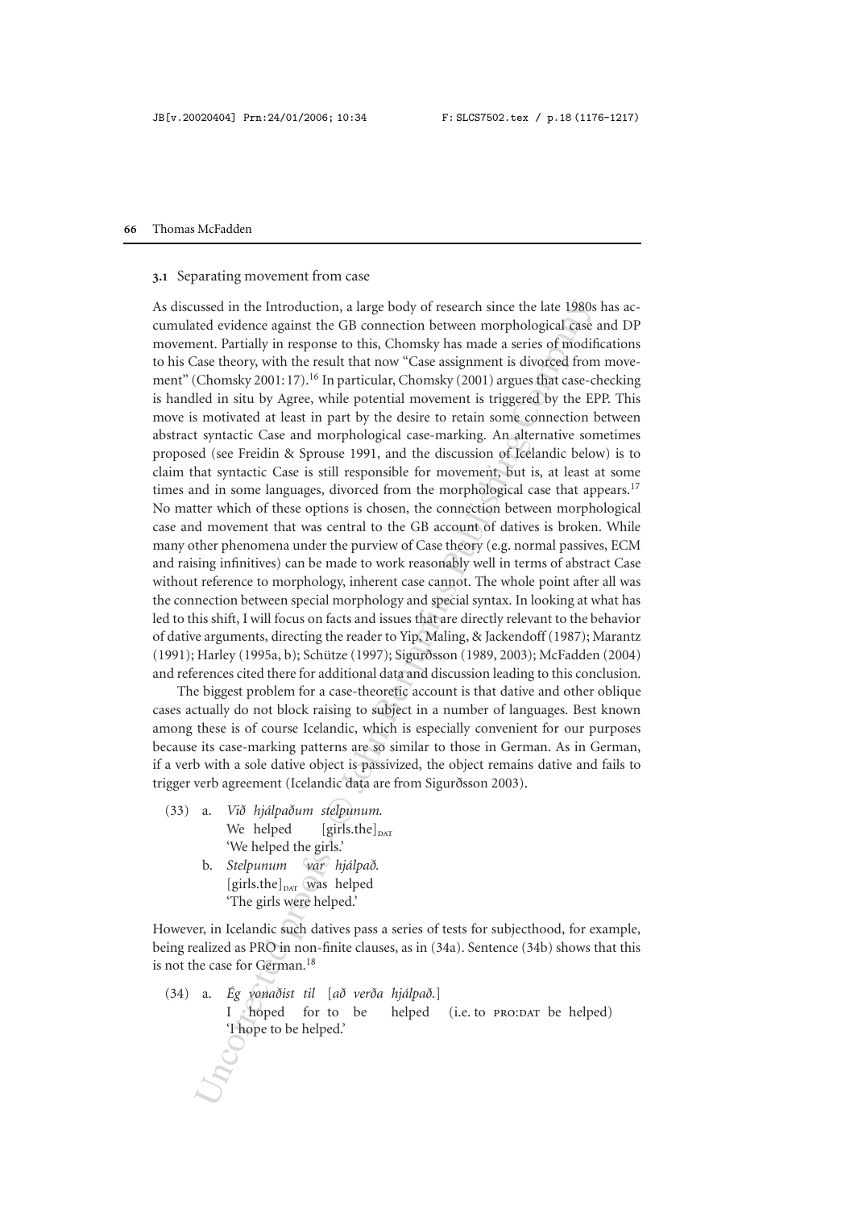### 3.1 Separating movement from case

As discussed in the Introduction, a large body of research since the late 1980s has accumulated evidence against the GB connection between morphological case and DP movement. Partially in response to this, Chomsky has made a series of modifications to his Case theory, with the result that now "Case assignment is divorced from movement" (Chomsky 2001: 17).[16] In particular, Chomsky (2001) argues that case-checking is handled in situ by Agree, while potential movement is triggered by the EPP. This move is motivated at least in part by the desire to retain some connection between abstract syntactic Case and morphological case-marking. An alternative sometimes proposed (see Freidin & Sprouse 1991, and the discussion of Icelandic below) is to claim that syntactic Case is still responsible for movement, but is, at least at some times and in some languages, divorced from the morphological case that appears.[17] No matter which of these options is chosen, the connection between morphological case and movement that was central to the GB account of datives is broken. While many other phenomena under the purview of Case theory (e.g. normal passives, ECM and raising infinitives) can be made to work reasonably well in terms of abstract Case without reference to morphology, inherent case cannot. The whole point after all was the connection between special morphology and special syntax. In looking at what has led to this shift, I will focus on facts and issues that are directly relevant to the behavior of dative arguments, directing the reader to Yip, Maling, & Jackendoff (1987); Marantz (1991); Harley (1995a, b); Schütze (1997); Sigurðsson (1989, 2003); McFadden (2004) and references cited there for additional data and discussion leading to this conclusion.

The biggest problem for a case-theoretic account is that dative and other oblique cases actually do not block raising to subject in a number of languages. Best known among these is of course Icelandic, which is especially convenient for our purposes because its case-marking patterns are so similar to those in German. As in German, if a verb with a sole dative object is passivized, the object remains dative and fails to trigger verb agreement (Icelandic data are from Sigurðsson 2003).

(33) a. *Við hjálpaðum stelpunum.*
We helped [girls.the]$_{\text{DAT}}$
'We helped the girls.'

b. *Stelpunum var hjálpað.*
[girls.the]$_{\text{DAT}}$ was helped
'The girls were helped.'

However, in Icelandic such datives pass a series of tests for subjecthood, for example, being realized as PRO in non-finite clauses, as in (34a). Sentence (34b) shows that this is not the case for German.[18]

(34) a. *Ég vonaðist til [að verða hjálpað.]*
I hoped for to be helped (i.e. to PRO:DAT be helped)
'I hope to be helped.'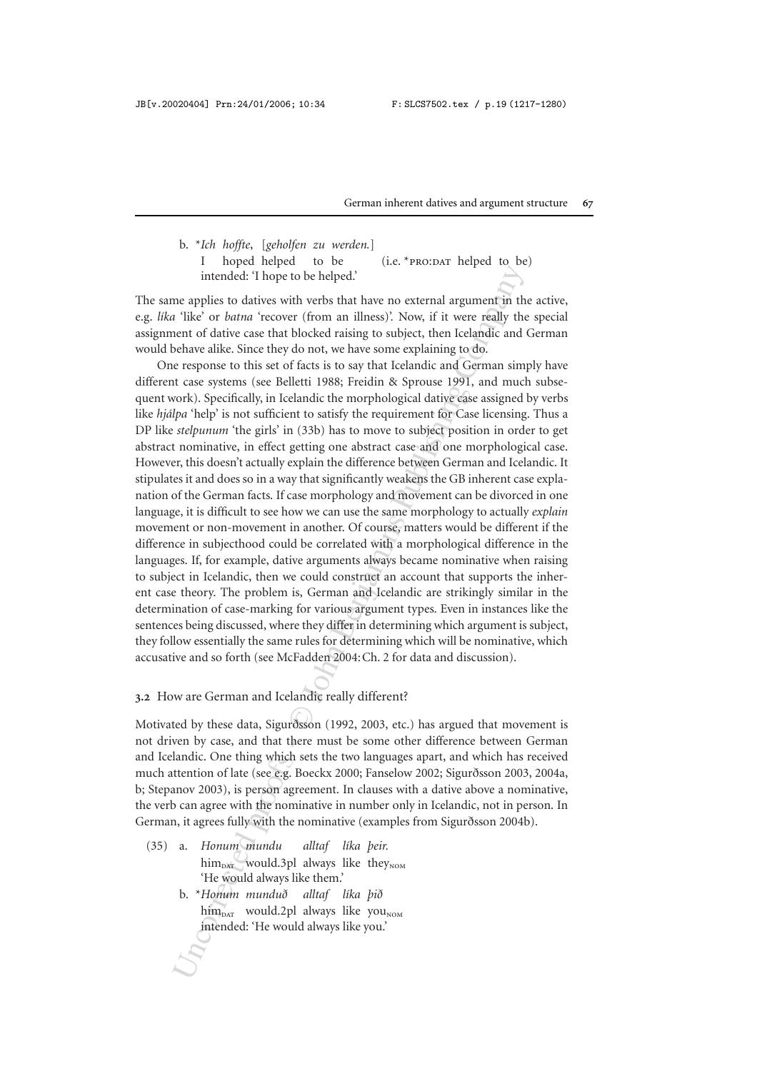b. *\*Ich hoffte, [geholfen zu werden.]*
   I hoped helped to be (i.e. \*PRO:DAT helped to be)
   intended: 'I hope to be helped.'

The same applies to datives with verbs that have no external argument in the active, e.g. *líka* 'like' or *batna* 'recover (from an illness)'. Now, if it were really the special assignment of dative case that blocked raising to subject, then Icelandic and German would behave alike. Since they do not, we have some explaining to do.

One response to this set of facts is to say that Icelandic and German simply have different case systems (see Belletti 1988; Freidin & Sprouse 1991, and much subsequent work). Specifically, in Icelandic the morphological dative case assigned by verbs like *hjálpa* 'help' is not sufficient to satisfy the requirement for Case licensing. Thus a DP like *stelpunum* 'the girls' in (33b) has to move to subject position in order to get abstract nominative, in effect getting one abstract case and one morphological case. However, this doesn't actually explain the difference between German and Icelandic. It stipulates it and does so in a way that significantly weakens the GB inherent case explanation of the German facts. If case morphology and movement can be divorced in one language, it is difficult to see how we can use the same morphology to actually *explain* movement or non-movement in another. Of course, matters would be different if the difference in subjecthood could be correlated with a morphological difference in the languages. If, for example, dative arguments always became nominative when raising to subject in Icelandic, then we could construct an account that supports the inherent case theory. The problem is, German and Icelandic are strikingly similar in the determination of case-marking for various argument types. Even in instances like the sentences being discussed, where they differ in determining which argument is subject, they follow essentially the same rules for determining which will be nominative, which accusative and so forth (see McFadden 2004: Ch. 2 for data and discussion).

### 3.2 How are German and Icelandic really different?

Motivated by these data, Sigurðsson (1992, 2003, etc.) has argued that movement is not driven by case, and that there must be some other difference between German and Icelandic. One thing which sets the two languages apart, and which has received much attention of late (see e.g. Boeckx 2000; Fanselow 2002; Sigurðsson 2003, 2004a, b; Stepanov 2003), is person agreement. In clauses with a dative above a nominative, the verb can agree with the nominative in number only in Icelandic, not in person. In German, it agrees fully with the nominative (examples from Sigurðsson 2004b).

(35) a. *Honum mundu alltaf líka þeir.*
   him$_{DAT}$ would.3pl always like they$_{NOM}$
   'He would always like them.'

b. *\*Honum munduð alltaf líka þið*
   him$_{DAT}$ would.2pl always like you$_{NOM}$
   intended: 'He would always like you.'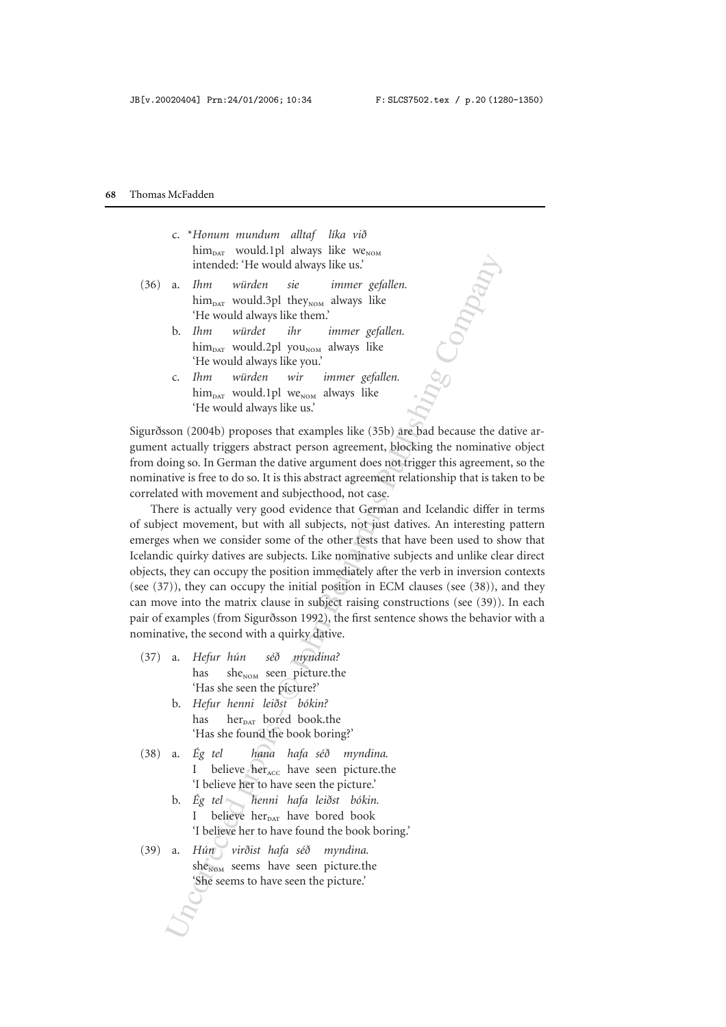c. \*_Honum mundum alltaf líka við_
him$_{DAT}$ would.1pl always like we$_{NOM}$
intended: 'He would always like us.'

(36) a. _Ihm würden sie immer gefallen._
him$_{DAT}$ would.3pl they$_{NOM}$ always like
'He would always like them.'

b. _Ihm würdet ihr immer gefallen._
him$_{DAT}$ would.2pl you$_{NOM}$ always like
'He would always like you.'

c. _Ihm würden wir immer gefallen._
him$_{DAT}$ would.1pl we$_{NOM}$ always like
'He would always like us.'

Sigurðsson (2004b) proposes that examples like (35b) are bad because the dative argument actually triggers abstract person agreement, blocking the nominative object from doing so. In German the dative argument does not trigger this agreement, so the nominative is free to do so. It is this abstract agreement relationship that is taken to be correlated with movement and subjecthood, not case.

There is actually very good evidence that German and Icelandic differ in terms of subject movement, but with all subjects, not just datives. An interesting pattern emerges when we consider some of the other tests that have been used to show that Icelandic quirky datives are subjects. Like nominative subjects and unlike clear direct objects, they can occupy the position immediately after the verb in inversion contexts (see (37)), they can occupy the initial position in ECM clauses (see (38)), and they can move into the matrix clause in subject raising constructions (see (39)). In each pair of examples (from Sigurðsson 1992), the first sentence shows the behavior with a nominative, the second with a quirky dative.

(37) a. _Hefur hún séð myndina?_
has she$_{NOM}$ seen picture.the
'Has she seen the picture?'

b. _Hefur henni leiðst bókin?_
has her$_{DAT}$ bored book.the
'Has she found the book boring?'

(38) a. _Ég tel hana hafa séð myndina._
I believe her$_{ACC}$ have seen picture.the
'I believe her to have seen the picture.'

b. _Ég tel henni hafa leiðst bókin._
I believe her$_{DAT}$ have bored book
'I believe her to have found the book boring.'

(39) a. _Hún virðist hafa séð myndina._
she$_{NOM}$ seems have seen picture.the
'She seems to have seen the picture.'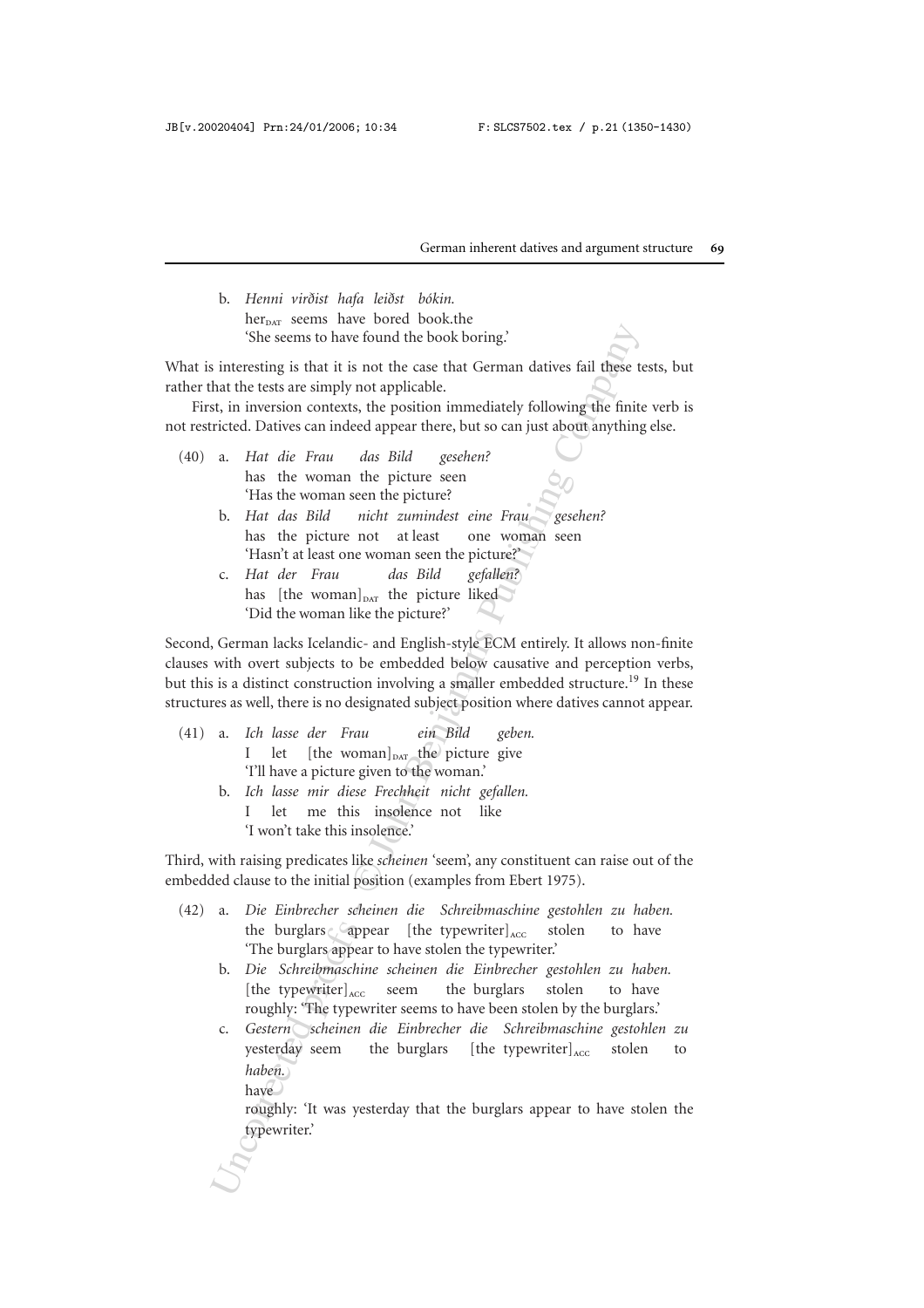b. *Henni virðist hafa leiðst bókin.*
   her$_{DAT}$ seems have bored book.the
   'She seems to have found the book boring.'

What is interesting is that it is not the case that German datives fail these tests, but rather that the tests are simply not applicable.

First, in inversion contexts, the position immediately following the finite verb is not restricted. Datives can indeed appear there, but so can just about anything else.

(40) a. *Hat die Frau das Bild gesehen?*
   has the woman the picture seen
   'Has the woman seen the picture?

b. *Hat das Bild nicht zumindest eine Frau gesehen?*
   has the picture not at least one woman seen
   'Hasn't at least one woman seen the picture?'

c. *Hat der Frau das Bild gefallen?*
   has [the woman]$_{DAT}$ the picture liked
   'Did the woman like the picture?'

Second, German lacks Icelandic- and English-style ECM entirely. It allows non-finite clauses with overt subjects to be embedded below causative and perception verbs, but this is a distinct construction involving a smaller embedded structure.[19] In these structures as well, there is no designated subject position where datives cannot appear.

(41) a. *Ich lasse der Frau ein Bild geben.*
   I let [the woman]$_{DAT}$ the picture give
   'I'll have a picture given to the woman.'

b. *Ich lasse mir diese Frechheit nicht gefallen.*
   I let me this insolence not like
   'I won't take this insolence.'

Third, with raising predicates like *scheinen* 'seem', any constituent can raise out of the embedded clause to the initial position (examples from Ebert 1975).

(42) a. *Die Einbrecher scheinen die Schreibmaschine gestohlen zu haben.*
   the burglars appear [the typewriter]$_{ACC}$ stolen to have
   'The burglars appear to have stolen the typewriter.'

b. *Die Schreibmaschine scheinen die Einbrecher gestohlen zu haben.*
   [the typewriter]$_{ACC}$ seem the burglars stolen to have
   roughly: 'The typewriter seems to have been stolen by the burglars.'

c. *Gestern scheinen die Einbrecher die Schreibmaschine gestohlen zu haben.*
   yesterday seem the burglars [the typewriter]$_{ACC}$ stolen to have
   roughly: 'It was yesterday that the burglars appear to have stolen the typewriter.'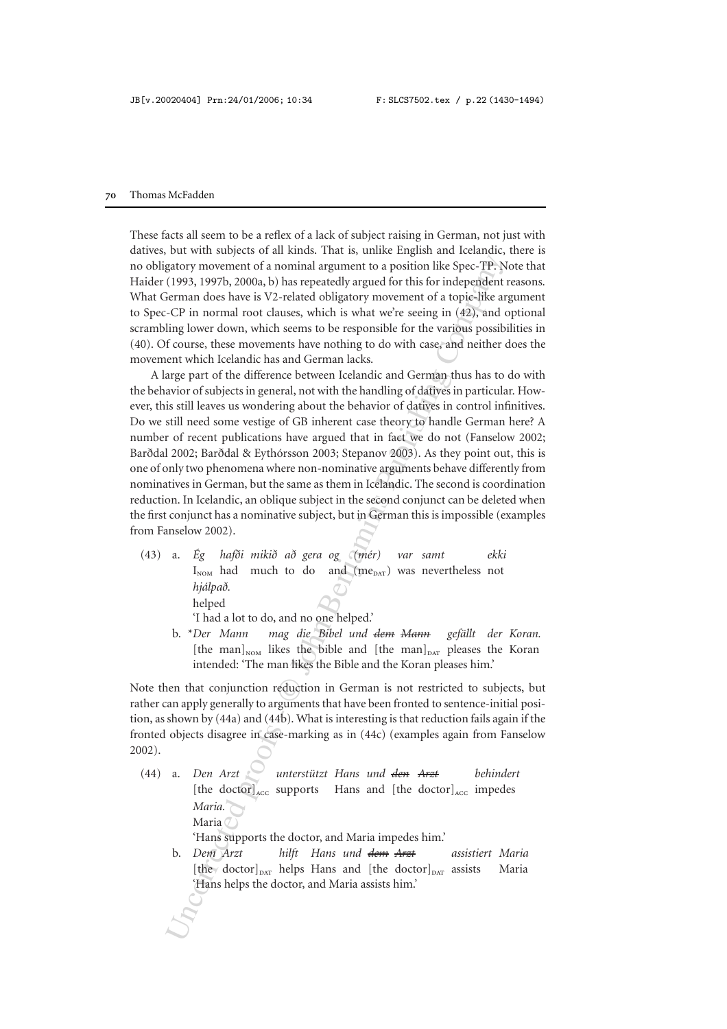These facts all seem to be a reflex of a lack of subject raising in German, not just with datives, but with subjects of all kinds. That is, unlike English and Icelandic, there is no obligatory movement of a nominal argument to a position like Spec-TP. Note that Haider (1993, 1997b, 2000a, b) has repeatedly argued for this for independent reasons. What German does have is V2-related obligatory movement of a topic-like argument to Spec-CP in normal root clauses, which is what we're seeing in (42), and optional scrambling lower down, which seems to be responsible for the various possibilities in (40). Of course, these movements have nothing to do with case, and neither does the movement which Icelandic has and German lacks.

A large part of the difference between Icelandic and German thus has to do with the behavior of subjects in general, not with the handling of datives in particular. However, this still leaves us wondering about the behavior of datives in control infinitives. Do we still need some vestige of GB inherent case theory to handle German here? A number of recent publications have argued that in fact we do not (Fanselow 2002; Barðdal 2002; Barðdal & Eythórsson 2003; Stepanov 2003). As they point out, this is one of only two phenomena where non-nominative arguments behave differently from nominatives in German, but the same as them in Icelandic. The second is coordination reduction. In Icelandic, an oblique subject in the second conjunct can be deleted when the first conjunct has a nominative subject, but in German this is impossible (examples from Fanselow 2002).

(43) a. *Ég hafði mikið að gera og (mér) var samt ekki hjálpað.*
I$_{\text{NOM}}$ had much to do and (me$_{\text{DAT}}$) was nevertheless not helped
'I had a lot to do, and no one helped.'

b. \**Der Mann mag die Bibel und ~~dem Mann~~ gefällt der Koran.*
[the man]$_{\text{NOM}}$ likes the bible and [the man]$_{\text{DAT}}$ pleases the Koran
intended: 'The man likes the Bible and the Koran pleases him.'

Note then that conjunction reduction in German is not restricted to subjects, but rather can apply generally to arguments that have been fronted to sentence-initial position, as shown by (44a) and (44b). What is interesting is that reduction fails again if the fronted objects disagree in case-marking as in (44c) (examples again from Fanselow 2002).

(44) a. *Den Arzt unterstützt Hans und ~~den Arzt~~ behindert Maria.*
[the doctor]$_{\text{ACC}}$ supports Hans and [the doctor]$_{\text{ACC}}$ impedes Maria
'Hans supports the doctor, and Maria impedes him.'

b. *Dem Arzt hilft Hans und ~~dem Arzt~~ assistiert Maria*
[the doctor]$_{\text{DAT}}$ helps Hans and [the doctor]$_{\text{DAT}}$ assists Maria
'Hans helps the doctor, and Maria assists him.'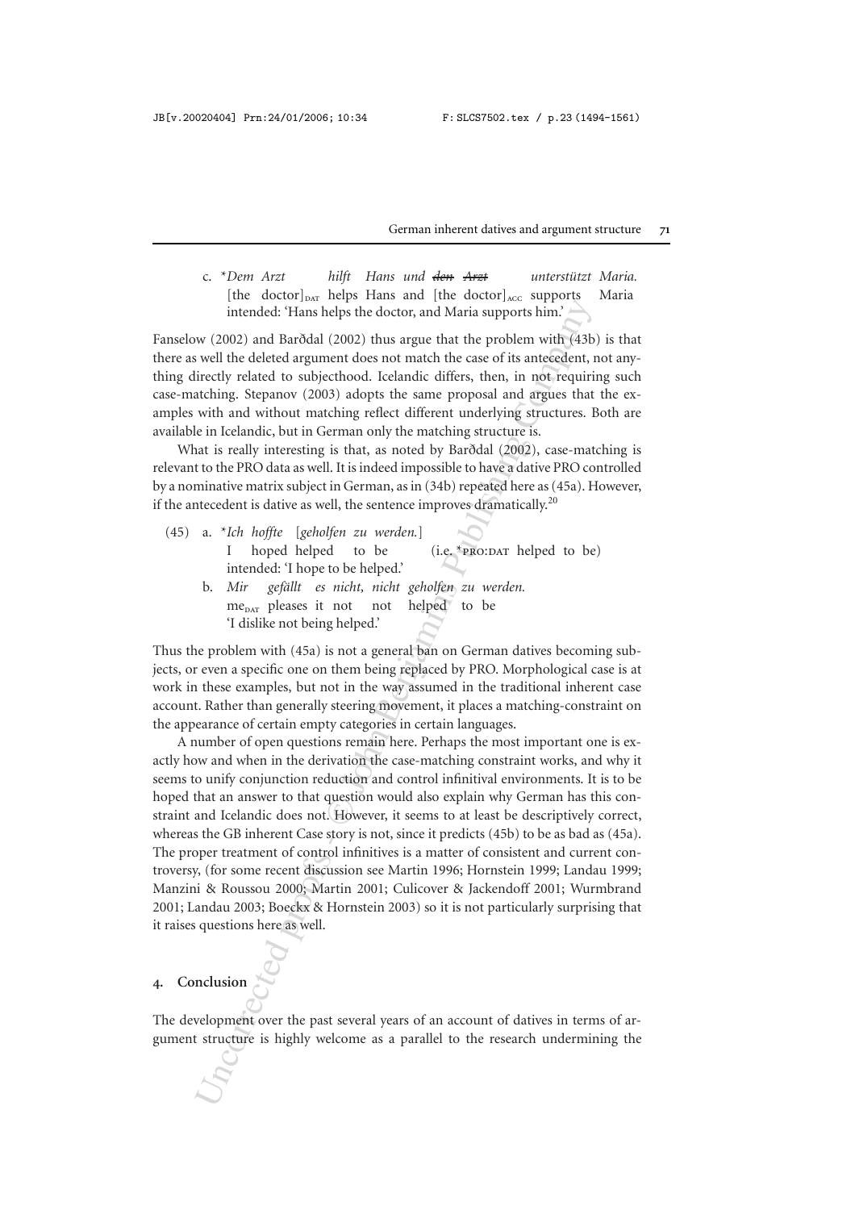c. \*Dem Arzt hilft Hans und ~~den Arzt~~ unterstützt Maria.
   [the doctor]$_{DAT}$ helps Hans and [the doctor]$_{ACC}$ supports Maria
   intended: 'Hans helps the doctor, and Maria supports him.'

Fanselow (2002) and Barðdal (2002) thus argue that the problem with (43b) is that there as well the deleted argument does not match the case of its antecedent, not anything directly related to subjecthood. Icelandic differs, then, in not requiring such case-matching. Stepanov (2003) adopts the same proposal and argues that the examples with and without matching reflect different underlying structures. Both are available in Icelandic, but in German only the matching structure is.

What is really interesting is that, as noted by Barðdal (2002), case-matching is relevant to the PRO data as well. It is indeed impossible to have a dative PRO controlled by a nominative matrix subject in German, as in (34b) repeated here as (45a). However, if the antecedent is dative as well, the sentence improves dramatically.[20]

(45) a. \**Ich hoffte [geholfen zu werden.]*
   I hoped helped to be (i.e. \*PRO:DAT helped to be)
   intended: 'I hope to be helped.'

   b. *Mir gefällt es nicht, nicht geholfen zu werden.*
   me$_{DAT}$ pleases it not not helped to be
   'I dislike not being helped.'

Thus the problem with (45a) is not a general ban on German datives becoming subjects, or even a specific one on them being replaced by PRO. Morphological case is at work in these examples, but not in the way assumed in the traditional inherent case account. Rather than generally steering movement, it places a matching-constraint on the appearance of certain empty categories in certain languages.

A number of open questions remain here. Perhaps the most important one is exactly how and when in the derivation the case-matching constraint works, and why it seems to unify conjunction reduction and control infinitival environments. It is to be hoped that an answer to that question would also explain why German has this constraint and Icelandic does not. However, it seems to at least be descriptively correct, whereas the GB inherent Case story is not, since it predicts (45b) to be as bad as (45a). The proper treatment of control infinitives is a matter of consistent and current controversy, (for some recent discussion see Martin 1996; Hornstein 1999; Landau 1999; Manzini & Roussou 2000; Martin 2001; Culicover & Jackendoff 2001; Wurmbrand 2001; Landau 2003; Boeckx & Hornstein 2003) so it is not particularly surprising that it raises questions here as well.

## 4. Conclusion

The development over the past several years of an account of datives in terms of argument structure is highly welcome as a parallel to the research undermining the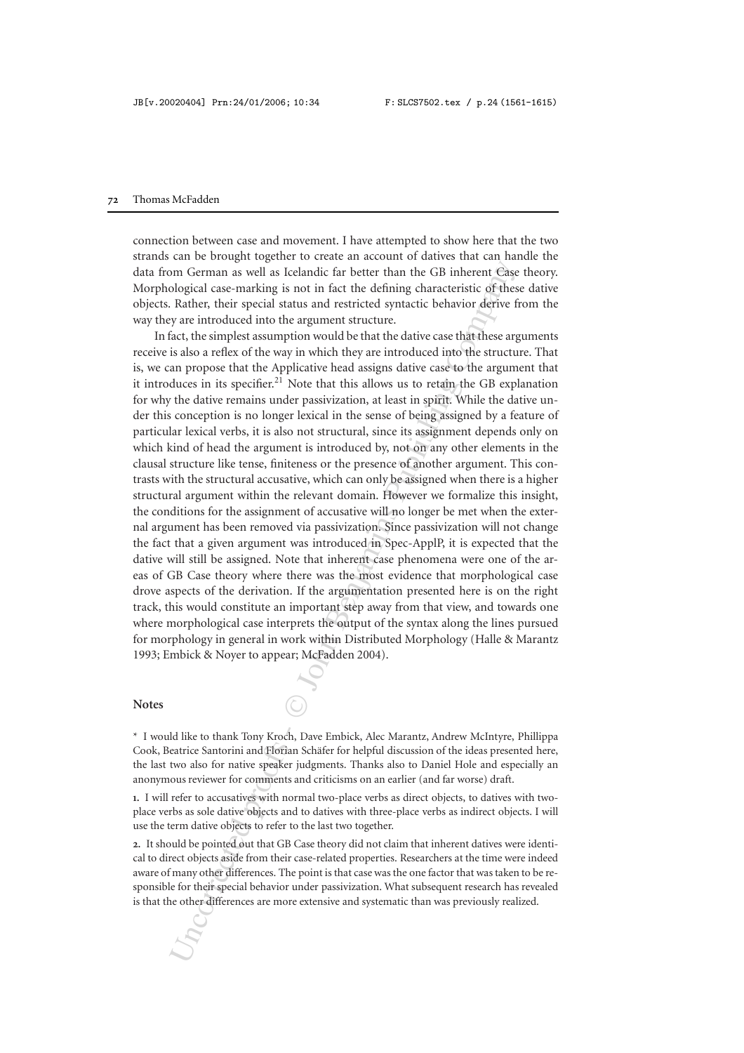connection between case and movement. I have attempted to show here that the two strands can be brought together to create an account of datives that can handle the data from German as well as Icelandic far better than the GB inherent Case theory. Morphological case-marking is not in fact the defining characteristic of these dative objects. Rather, their special status and restricted syntactic behavior derive from the way they are introduced into the argument structure.

In fact, the simplest assumption would be that the dative case that these arguments receive is also a reflex of the way in which they are introduced into the structure. That is, we can propose that the Applicative head assigns dative case to the argument that it introduces in its specifier.[21] Note that this allows us to retain the GB explanation for why the dative remains under passivization, at least in spirit. While the dative under this conception is no longer lexical in the sense of being assigned by a feature of particular lexical verbs, it is also not structural, since its assignment depends only on which kind of head the argument is introduced by, not on any other elements in the clausal structure like tense, finiteness or the presence of another argument. This contrasts with the structural accusative, which can only be assigned when there is a higher structural argument within the relevant domain. However we formalize this insight, the conditions for the assignment of accusative will no longer be met when the external argument has been removed via passivization. Since passivization will not change the fact that a given argument was introduced in Spec-ApplP, it is expected that the dative will still be assigned. Note that inherent case phenomena were one of the areas of GB Case theory where there was the most evidence that morphological case drove aspects of the derivation. If the argumentation presented here is on the right track, this would constitute an important step away from that view, and towards one where morphological case interprets the output of the syntax along the lines pursued for morphology in general in work within Distributed Morphology (Halle & Marantz 1993; Embick & Noyer to appear; McFadden 2004).

## Notes

\* I would like to thank Tony Kroch, Dave Embick, Alec Marantz, Andrew McIntyre, Phillippa Cook, Beatrice Santorini and Florian Schäfer for helpful discussion of the ideas presented here, the last two also for native speaker judgments. Thanks also to Daniel Hole and especially an anonymous reviewer for comments and criticisms on an earlier (and far worse) draft.

**1.** I will refer to accusatives with normal two-place verbs as direct objects, to datives with two-place verbs as sole dative objects and to datives with three-place verbs as indirect objects. I will use the term dative objects to refer to the last two together.

**2.** It should be pointed out that GB Case theory did not claim that inherent datives were identical to direct objects aside from their case-related properties. Researchers at the time were indeed aware of many other differences. The point is that case was the one factor that was taken to be responsible for their special behavior under passivization. What subsequent research has revealed is that the other differences are more extensive and systematic than was previously realized.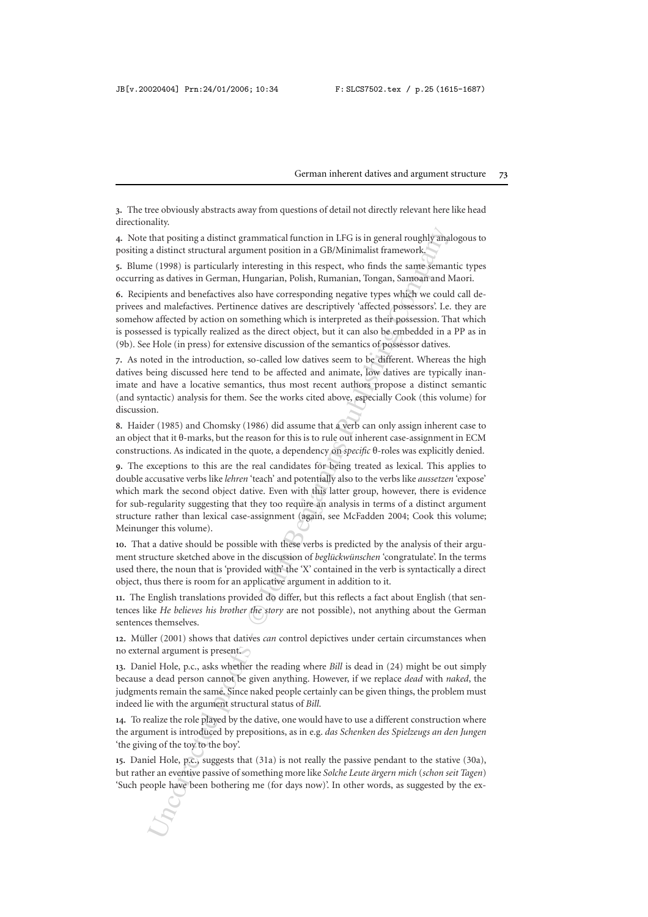**3.** The tree obviously abstracts away from questions of detail not directly relevant here like head directionality.

**4.** Note that positing a distinct grammatical function in LFG is in general roughly analogous to positing a distinct structural argument position in a GB/Minimalist framework.

**5.** Blume (1998) is particularly interesting in this respect, who finds the same semantic types occurring as datives in German, Hungarian, Polish, Rumanian, Tongan, Samoan and Maori.

**6.** Recipients and benefactives also have corresponding negative types which we could call deprivees and malefactives. Pertinence datives are descriptively 'affected possessors'. I.e. they are somehow affected by action on something which is interpreted as their possession. That which is possessed is typically realized as the direct object, but it can also be embedded in a PP as in (9b). See Hole (in press) for extensive discussion of the semantics of possessor datives.

**7.** As noted in the introduction, so-called low datives seem to be different. Whereas the high datives being discussed here tend to be affected and animate, low datives are typically inanimate and have a locative semantics, thus most recent authors propose a distinct semantic (and syntactic) analysis for them. See the works cited above, especially Cook (this volume) for discussion.

**8.** Haider (1985) and Chomsky (1986) did assume that a verb can only assign inherent case to an object that it θ-marks, but the reason for this is to rule out inherent case-assignment in ECM constructions. As indicated in the quote, a dependency on *specific* θ-roles was explicitly denied.

**9.** The exceptions to this are the real candidates for being treated as lexical. This applies to double accusative verbs like *lehren* 'teach' and potentially also to the verbs like *aussetzen* 'expose' which mark the second object dative. Even with this latter group, however, there is evidence for sub-regularity suggesting that they too require an analysis in terms of a distinct argument structure rather than lexical case-assignment (again, see McFadden 2004; Cook this volume; Meinunger this volume).

**10.** That a dative should be possible with these verbs is predicted by the analysis of their argument structure sketched above in the discussion of *beglückwünschen* 'congratulate'. In the terms used there, the noun that is 'provided with' the 'X' contained in the verb is syntactically a direct object, thus there is room for an applicative argument in addition to it.

**11.** The English translations provided do differ, but this reflects a fact about English (that sentences like *He believes his brother the story* are not possible), not anything about the German sentences themselves.

**12.** Müller (2001) shows that datives *can* control depictives under certain circumstances when no external argument is present.

**13.** Daniel Hole, p.c., asks whether the reading where *Bill* is dead in (24) might be out simply because a dead person cannot be given anything. However, if we replace *dead* with *naked*, the judgments remain the same. Since naked people certainly can be given things, the problem must indeed lie with the argument structural status of *Bill*.

**14.** To realize the role played by the dative, one would have to use a different construction where the argument is introduced by prepositions, as in e.g. *das Schenken des Spielzeugs an den Jungen* 'the giving of the toy to the boy'.

**15.** Daniel Hole, p.c., suggests that (31a) is not really the passive pendant to the stative (30a), but rather an eventive passive of something more like *Solche Leute ärgern mich* (*schon seit Tagen*) 'Such people have been bothering me (for days now)'. In other words, as suggested by the ex-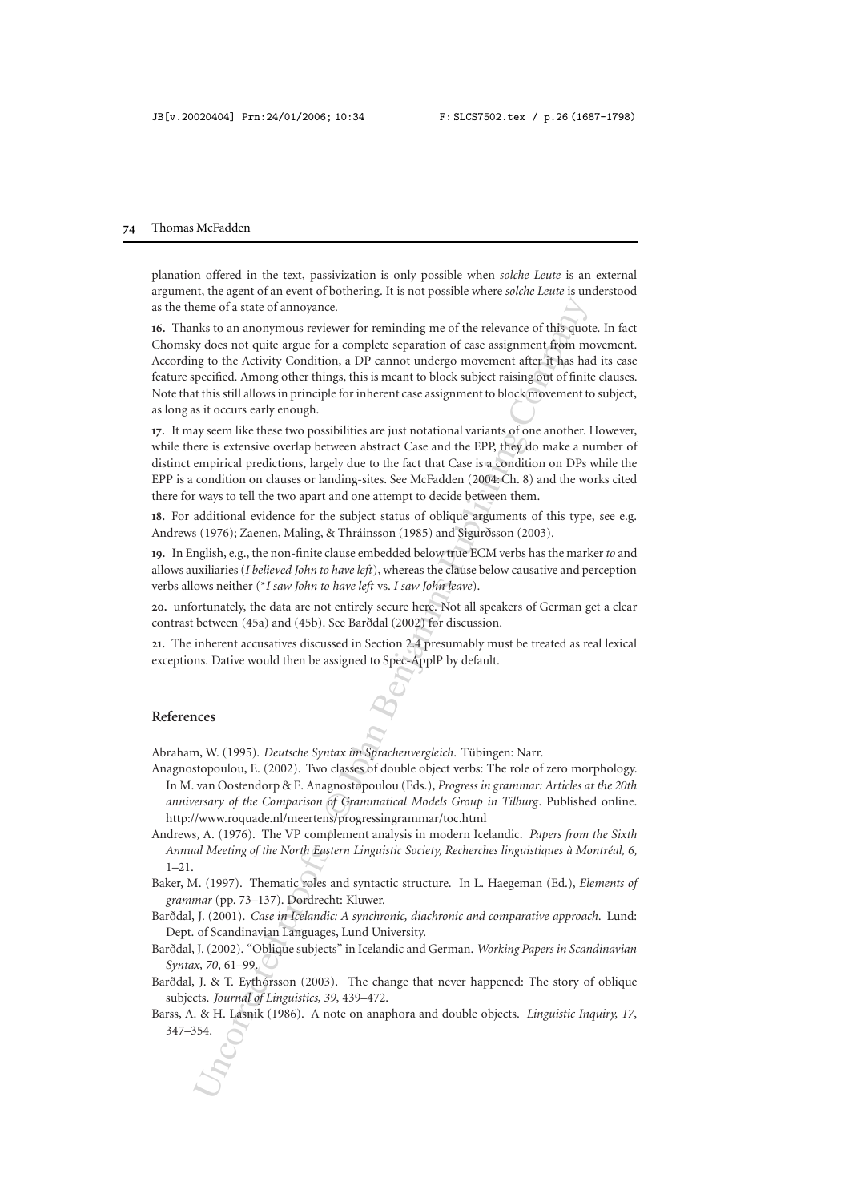planation offered in the text, passivization is only possible when *solche Leute* is an external argument, the agent of an event of bothering. It is not possible where *solche Leute* is understood as the theme of a state of annoyance.

**16.** Thanks to an anonymous reviewer for reminding me of the relevance of this quote. In fact Chomsky does not quite argue for a complete separation of case assignment from movement. According to the Activity Condition, a DP cannot undergo movement after it has had its case feature specified. Among other things, this is meant to block subject raising out of finite clauses. Note that this still allows in principle for inherent case assignment to block movement to subject, as long as it occurs early enough.

**17.** It may seem like these two possibilities are just notational variants of one another. However, while there is extensive overlap between abstract Case and the EPP, they do make a number of distinct empirical predictions, largely due to the fact that Case is a condition on DPs while the EPP is a condition on clauses or landing-sites. See McFadden (2004: Ch. 8) and the works cited there for ways to tell the two apart and one attempt to decide between them.

**18.** For additional evidence for the subject status of oblique arguments of this type, see e.g. Andrews (1976); Zaenen, Maling, & Thráinsson (1985) and Sigurðsson (2003).

**19.** In English, e.g., the non-finite clause embedded below true ECM verbs has the marker *to* and allows auxiliaries (*I believed John to have left*), whereas the clause below causative and perception verbs allows neither (*\*I saw John to have left* vs. *I saw John leave*).

**20.** unfortunately, the data are not entirely secure here. Not all speakers of German get a clear contrast between (45a) and (45b). See Barðdal (2002) for discussion.

**21.** The inherent accusatives discussed in Section 2.4 presumably must be treated as real lexical exceptions. Dative would then be assigned to Spec-ApplP by default.

## References

Abraham, W. (1995). *Deutsche Syntax im Sprachenvergleich*. Tübingen: Narr.

Anagnostopoulou, E. (2002). Two classes of double object verbs: The role of zero morphology. In M. van Oostendorp & E. Anagnostopoulou (Eds.), *Progress in grammar: Articles at the 20th anniversary of the Comparison of Grammatical Models Group in Tilburg*. Published online. http://www.roquade.nl/meertens/progressingrammar/toc.html

Andrews, A. (1976). The VP complement analysis in modern Icelandic. *Papers from the Sixth Annual Meeting of the North Eastern Linguistic Society, Recherches linguistiques à Montréal, 6*, 1–21.

Baker, M. (1997). Thematic roles and syntactic structure. In L. Haegeman (Ed.), *Elements of grammar* (pp. 73–137). Dordrecht: Kluwer.

Barðdal, J. (2001). *Case in Icelandic: A synchronic, diachronic and comparative approach*. Lund: Dept. of Scandinavian Languages, Lund University.

Barðdal, J. (2002). "Oblique subjects" in Icelandic and German. *Working Papers in Scandinavian Syntax, 70*, 61–99.

Barðdal, J. & T. Eythórsson (2003). The change that never happened: The story of oblique subjects. *Journal of Linguistics, 39*, 439–472.

Barss, A. & H. Lasnik (1986). A note on anaphora and double objects. *Linguistic Inquiry, 17*, 347–354.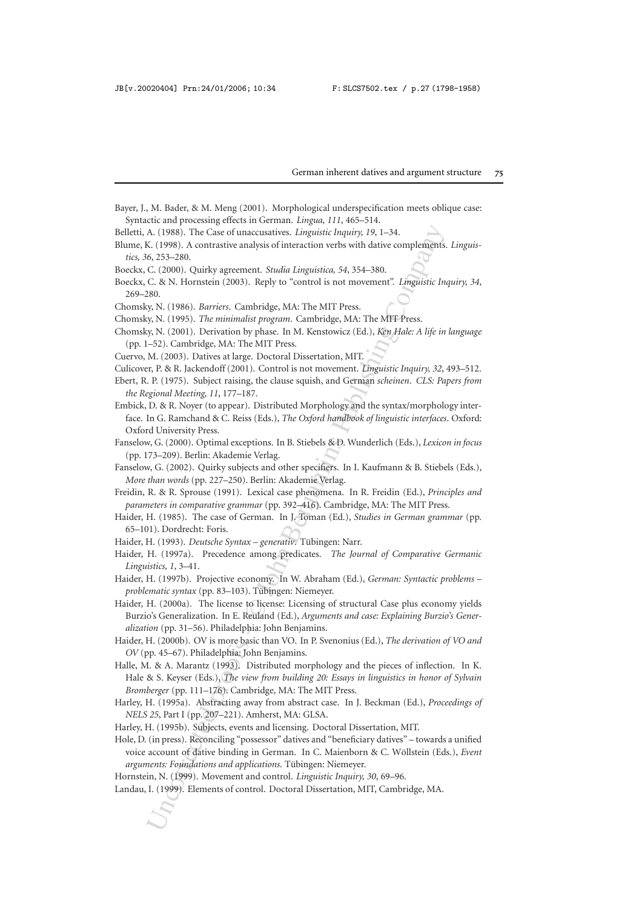Bayer, J., M. Bader, & M. Meng (2001). Morphological underspecification meets oblique case: Syntactic and processing effects in German. *Lingua, 111*, 465–514.

Belletti, A. (1988). The Case of unaccusatives. *Linguistic Inquiry, 19*, 1–34.

Blume, K. (1998). A contrastive analysis of interaction verbs with dative complements. *Linguistics, 36*, 253–280.

Boeckx, C. (2000). Quirky agreement. *Studia Linguistica, 54*, 354–380.

Boeckx, C. & N. Hornstein (2003). Reply to "control is not movement". *Linguistic Inquiry, 34*, 269–280.

Chomsky, N. (1986). *Barriers*. Cambridge, MA: The MIT Press.

Chomsky, N. (1995). *The minimalist program*. Cambridge, MA: The MIT Press.

Chomsky, N. (2001). Derivation by phase. In M. Kenstowicz (Ed.), *Ken Hale: A life in language* (pp. 1–52). Cambridge, MA: The MIT Press.

Cuervo, M. (2003). Datives at large. Doctoral Dissertation, MIT.

Culicover, P. & R. Jackendoff (2001). Control is not movement. *Linguistic Inquiry, 32*, 493–512.

Ebert, R. P. (1975). Subject raising, the clause squish, and German *scheinen*. *CLS: Papers from the Regional Meeting, 11*, 177–187.

Embick, D. & R. Noyer (to appear). Distributed Morphology and the syntax/morphology interface. In G. Ramchand & C. Reiss (Eds.), *The Oxford handbook of linguistic interfaces*. Oxford: Oxford University Press.

Fanselow, G. (2000). Optimal exceptions. In B. Stiebels & D. Wunderlich (Eds.), *Lexicon in focus* (pp. 173–209). Berlin: Akademie Verlag.

Fanselow, G. (2002). Quirky subjects and other specifiers. In I. Kaufmann & B. Stiebels (Eds.), *More than words* (pp. 227–250). Berlin: Akademie Verlag.

Freidin, R. & R. Sprouse (1991). Lexical case phenomena. In R. Freidin (Ed.), *Principles and parameters in comparative grammar* (pp. 392–416). Cambridge, MA: The MIT Press.

Haider, H. (1985). The case of German. In J. Toman (Ed.), *Studies in German grammar* (pp. 65–101). Dordrecht: Foris.

Haider, H. (1993). *Deutsche Syntax – generativ*. Tübingen: Narr.

Haider, H. (1997a). Precedence among predicates. *The Journal of Comparative Germanic Linguistics, 1*, 3–41.

Haider, H. (1997b). Projective economy. In W. Abraham (Ed.), *German: Syntactic problems – problematic syntax* (pp. 83–103). Tübingen: Niemeyer.

Haider, H. (2000a). The license to license: Licensing of structural Case plus economy yields Burzio's Generalization. In E. Reuland (Ed.), *Arguments and case: Explaining Burzio's Generalization* (pp. 31–56). Philadelphia: John Benjamins.

Haider, H. (2000b). OV is more basic than VO. In P. Svenonius (Ed.), *The derivation of VO and OV* (pp. 45–67). Philadelphia: John Benjamins.

Halle, M. & A. Marantz (1993). Distributed morphology and the pieces of inflection. In K. Hale & S. Keyser (Eds.), *The view from building 20: Essays in linguistics in honor of Sylvain Bromberger* (pp. 111–176). Cambridge, MA: The MIT Press.

Harley, H. (1995a). Abstracting away from abstract case. In J. Beckman (Ed.), *Proceedings of NELS 25*, Part I (pp. 207–221). Amherst, MA: GLSA.

Harley, H. (1995b). Subjects, events and licensing. Doctoral Dissertation, MIT.

Hole, D. (in press). Reconciling "possessor" datives and "beneficiary datives" – towards a unified voice account of dative binding in German. In C. Maienborn & C. Wöllstein (Eds.), *Event arguments: Foundations and applications*. Tübingen: Niemeyer.

Hornstein, N. (1999). Movement and control. *Linguistic Inquiry, 30*, 69–96.

Landau, I. (1999). Elements of control. Doctoral Dissertation, MIT, Cambridge, MA.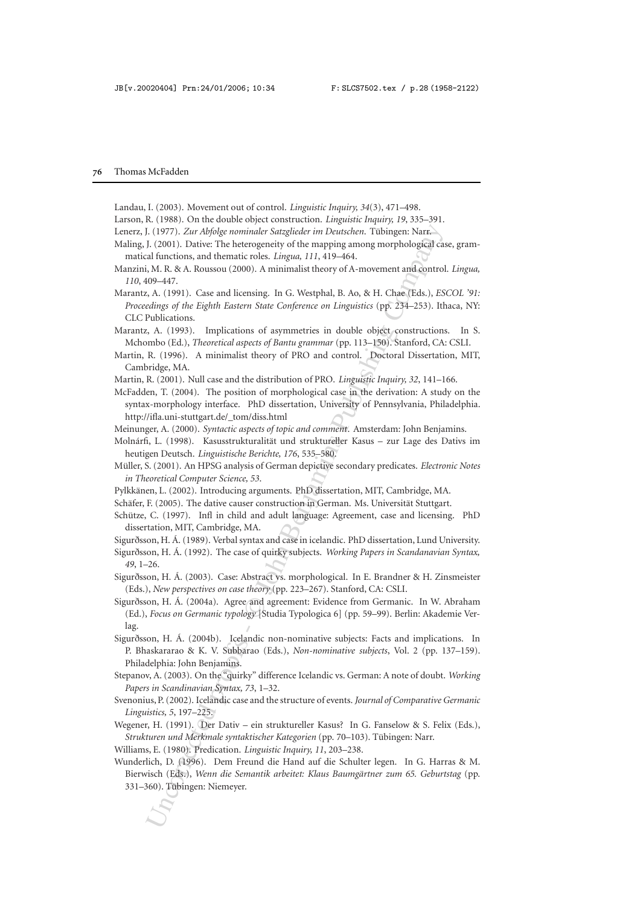Landau, I. (2003). Movement out of control. *Linguistic Inquiry, 34*(3), 471–498.

Larson, R. (1988). On the double object construction. *Linguistic Inquiry, 19*, 335–391.

Lenerz, J. (1977). *Zur Abfolge nominaler Satzglieder im Deutschen*. Tübingen: Narr.

Maling, J. (2001). Dative: The heterogeneity of the mapping among morphological case, grammatical functions, and thematic roles. *Lingua, 111*, 419–464.

Manzini, M. R. & A. Roussou (2000). A minimalist theory of A-movement and control. *Lingua, 110*, 409–447.

Marantz, A. (1991). Case and licensing. In G. Westphal, B. Ao, & H. Chae (Eds.), *ESCOL '91: Proceedings of the Eighth Eastern State Conference on Linguistics* (pp. 234–253). Ithaca, NY: CLC Publications.

Marantz, A. (1993). Implications of asymmetries in double object constructions. In S. Mchombo (Ed.), *Theoretical aspects of Bantu grammar* (pp. 113–150). Stanford, CA: CSLI.

Martin, R. (1996). A minimalist theory of PRO and control. Doctoral Dissertation, MIT, Cambridge, MA.

Martin, R. (2001). Null case and the distribution of PRO. *Linguistic Inquiry, 32*, 141–166.

McFadden, T. (2004). The position of morphological case in the derivation: A study on the syntax-morphology interface. PhD dissertation, University of Pennsylvania, Philadelphia. http://ifla.uni-stuttgart.de/_tom/diss.html

Meinunger, A. (2000). *Syntactic aspects of topic and comment*. Amsterdam: John Benjamins.

Molnárfi, L. (1998). Kasusstrukturalität und struktureller Kasus – zur Lage des Dativs im heutigen Deutsch. *Linguistische Berichte, 176*, 535–580.

Müller, S. (2001). An HPSG analysis of German depictive secondary predicates. *Electronic Notes in Theoretical Computer Science, 53*.

Pylkkänen, L. (2002). Introducing arguments. PhD dissertation, MIT, Cambridge, MA.

Schäfer, F. (2005). The dative causer construction in German. Ms. Universität Stuttgart.

Schütze, C. (1997). Infl in child and adult language: Agreement, case and licensing. PhD dissertation, MIT, Cambridge, MA.

Sigurðsson, H. Á. (1989). Verbal syntax and case in icelandic. PhD dissertation, Lund University.

Sigurðsson, H. Á. (1992). The case of quirky subjects. *Working Papers in Scandanavian Syntax, 49*, 1–26.

Sigurðsson, H. Á. (2003). Case: Abstract vs. morphological. In E. Brandner & H. Zinsmeister (Eds.), *New perspectives on case theory* (pp. 223–267). Stanford, CA: CSLI.

Sigurðsson, H. Á. (2004a). Agree and agreement: Evidence from Germanic. In W. Abraham (Ed.), *Focus on Germanic typology* [Studia Typologica 6] (pp. 59–99). Berlin: Akademie Verlag.

Sigurðsson, H. Á. (2004b). Icelandic non-nominative subjects: Facts and implications. In P. Bhaskararao & K. V. Subbarao (Eds.), *Non-nominative subjects*, Vol. 2 (pp. 137–159). Philadelphia: John Benjamins.

Stepanov, A. (2003). On the "quirky" difference Icelandic vs. German: A note of doubt. *Working Papers in Scandinavian Syntax, 73*, 1–32.

Svenonius, P. (2002). Icelandic case and the structure of events. *Journal of Comparative Germanic Linguistics, 5*, 197–225.

Wegener, H. (1991). Der Dativ – ein struktureller Kasus? In G. Fanselow & S. Felix (Eds.), *Strukturen und Merkmale syntaktischer Kategorien* (pp. 70–103). Tübingen: Narr.

Williams, E. (1980). Predication. *Linguistic Inquiry, 11*, 203–238.

Wunderlich, D. (1996). Dem Freund die Hand auf die Schulter legen. In G. Harras & M. Bierwisch (Eds.), *Wenn die Semantik arbeitet: Klaus Baumgärtner zum 65. Geburtstag* (pp. 331–360). Tübingen: Niemeyer.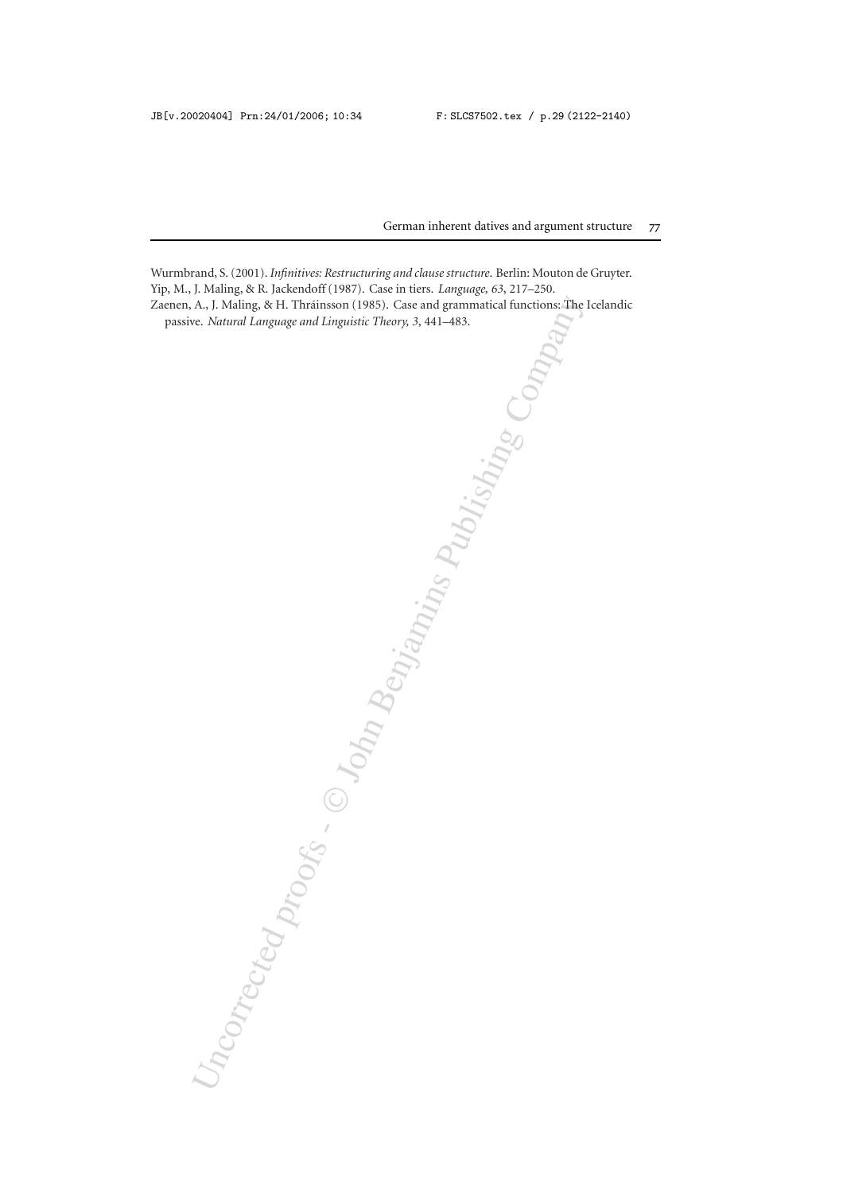Wurmbrand, S. (2001). *Infinitives: Restructuring and clause structure*. Berlin: Mouton de Gruyter.

Yip, M., J. Maling, & R. Jackendoff (1987). Case in tiers. *Language, 63*, 217–250.

Zaenen, A., J. Maling, & H. Thráinsson (1985). Case and grammatical functions: The Icelandic passive. *Natural Language and Linguistic Theory, 3*, 441–483.